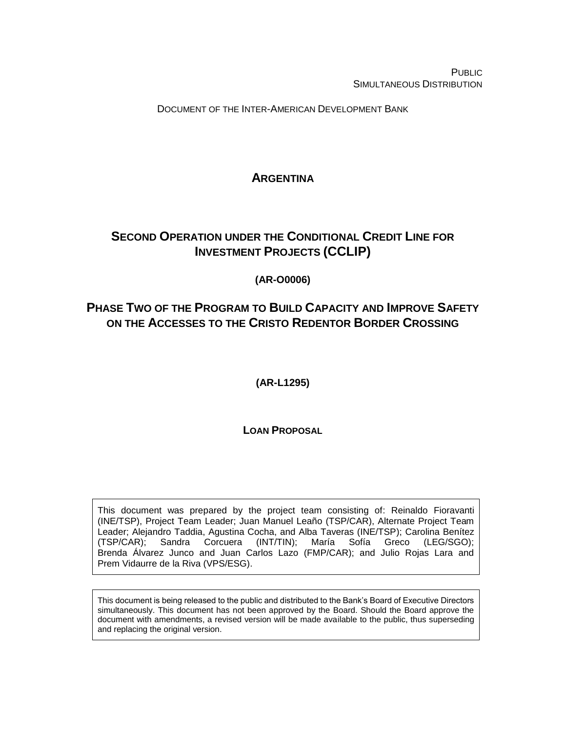PUBLIC
SIMULTANEOUS DISTRIBUTION

DOCUMENT OF THE INTER-AMERICAN DEVELOPMENT BANK

# ARGENTINA

# SECOND OPERATION UNDER THE CONDITIONAL CREDIT LINE FOR INVESTMENT PROJECTS (CCLIP)

**(AR-O0006)**

# PHASE TWO OF THE PROGRAM TO BUILD CAPACITY AND IMPROVE SAFETY ON THE ACCESSES TO THE CRISTO REDENTOR BORDER CROSSING

**(AR-L1295)**

**LOAN PROPOSAL**

This document was prepared by the project team consisting of: Reinaldo Fioravanti (INE/TSP), Project Team Leader; Juan Manuel Leaño (TSP/CAR), Alternate Project Team Leader; Alejandro Taddia, Agustina Cocha, and Alba Taveras (INE/TSP); Carolina Benítez (TSP/CAR); Sandra Corcuera (INT/TIN); María Sofía Greco (LEG/SGO); Brenda Álvarez Junco and Juan Carlos Lazo (FMP/CAR); and Julio Rojas Lara and Prem Vidaurre de la Riva (VPS/ESG).

This document is being released to the public and distributed to the Bank's Board of Executive Directors simultaneously. This document has not been approved by the Board. Should the Board approve the document with amendments, a revised version will be made available to the public, thus superseding and replacing the original version.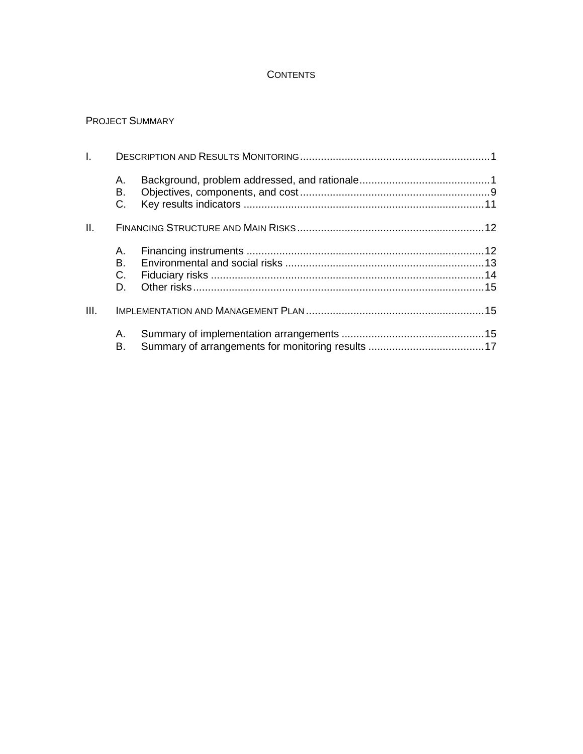# CONTENTS

PROJECT SUMMARY

I. DESCRIPTION AND RESULTS MONITORING ........ 1

- A. Background, problem addressed, and rationale ........ 1
- B. Objectives, components, and cost ........ 9
- C. Key results indicators ........ 11

II. FINANCING STRUCTURE AND MAIN RISKS ........ 12

- A. Financing instruments ........ 12
- B. Environmental and social risks ........ 13
- C. Fiduciary risks ........ 14
- D. Other risks ........ 15

III. IMPLEMENTATION AND MANAGEMENT PLAN ........ 15

- A. Summary of implementation arrangements ........ 15
- B. Summary of arrangements for monitoring results ........ 17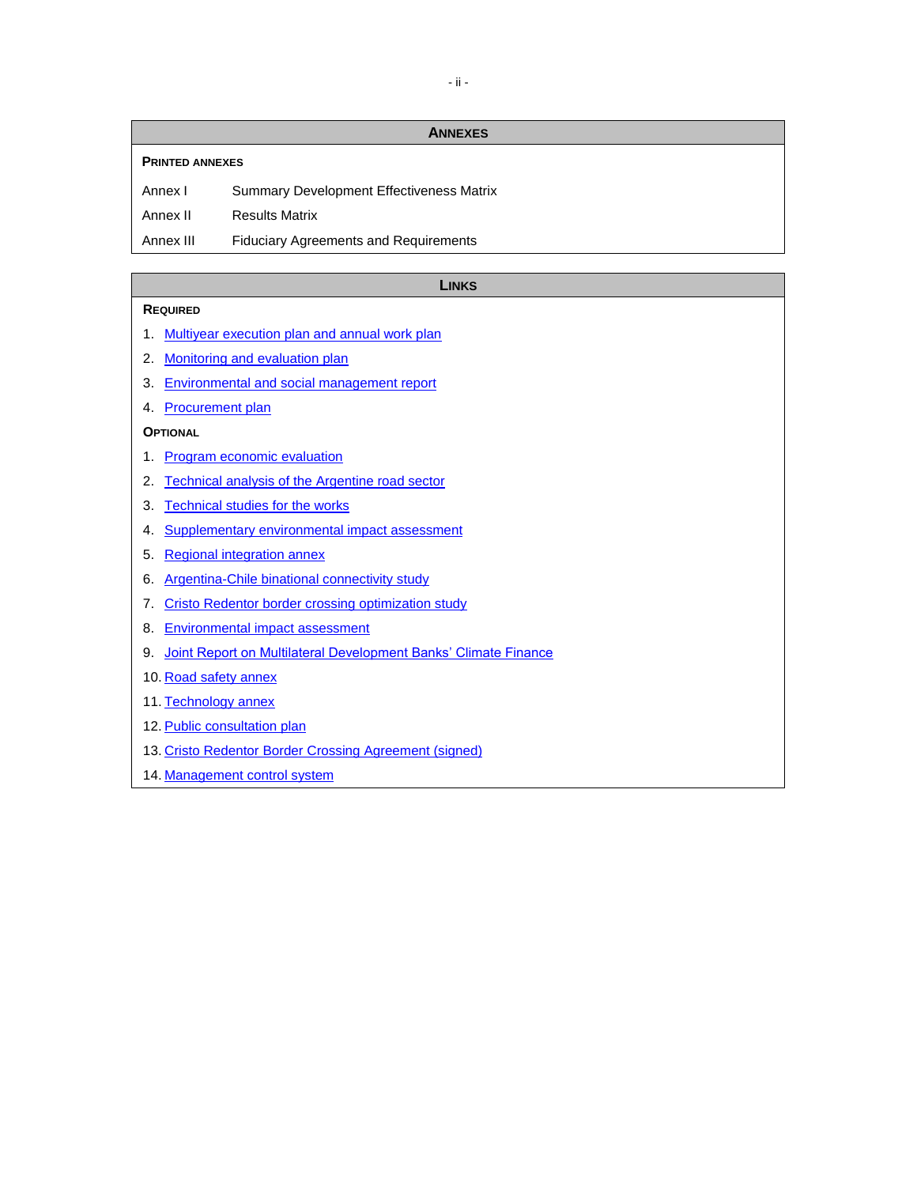## ANNEXES

**PRINTED ANNEXES**

| | |
|---|---|
| Annex I | Summary Development Effectiveness Matrix |
| Annex II | Results Matrix |
| Annex III | Fiduciary Agreements and Requirements |

## LINKS

**REQUIRED**

1. Multiyear execution plan and annual work plan
2. Monitoring and evaluation plan
3. Environmental and social management report
4. Procurement plan

**OPTIONAL**

1. Program economic evaluation
2. Technical analysis of the Argentine road sector
3. Technical studies for the works
4. Supplementary environmental impact assessment
5. Regional integration annex
6. Argentina-Chile binational connectivity study
7. Cristo Redentor border crossing optimization study
8. Environmental impact assessment
9. Joint Report on Multilateral Development Banks' Climate Finance
10. Road safety annex
11. Technology annex
12. Public consultation plan
13. Cristo Redentor Border Crossing Agreement (signed)
14. Management control system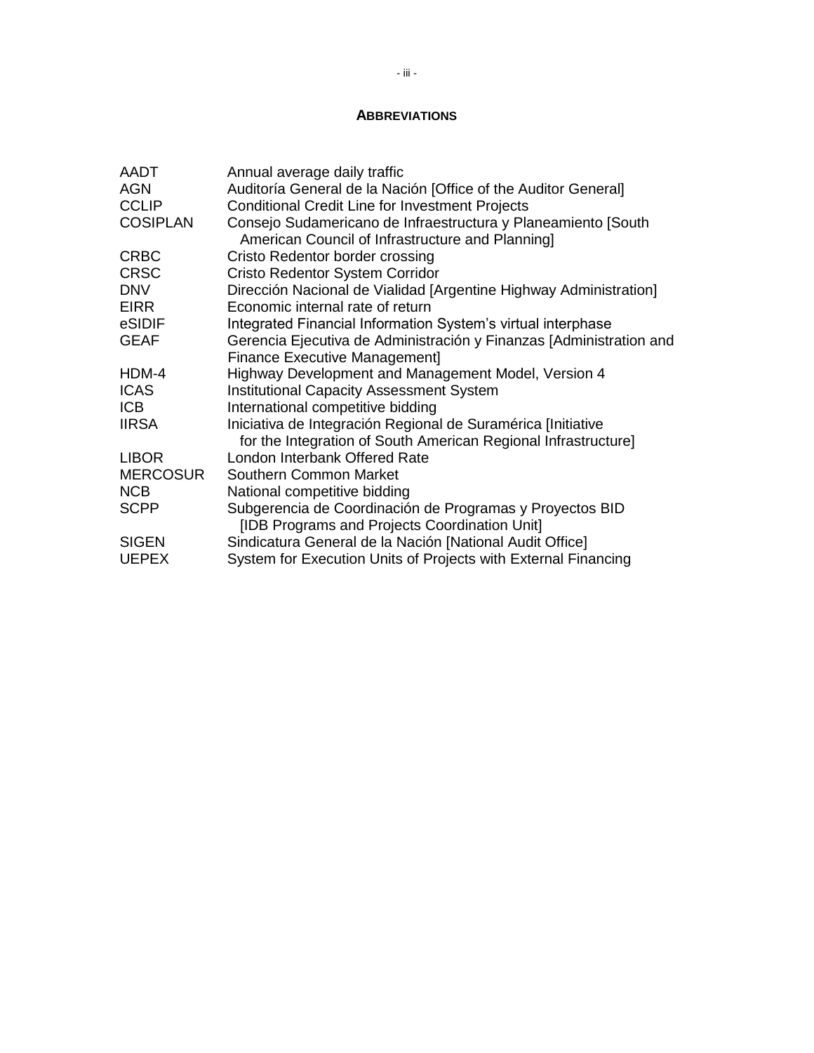## ABBREVIATIONS

| | |
|---|---|
| AADT | Annual average daily traffic |
| AGN | Auditoría General de la Nación [Office of the Auditor General] |
| CCLIP | Conditional Credit Line for Investment Projects |
| COSIPLAN | Consejo Sudamericano de Infraestructura y Planeamiento [South American Council of Infrastructure and Planning] |
| CRBC | Cristo Redentor border crossing |
| CRSC | Cristo Redentor System Corridor |
| DNV | Dirección Nacional de Vialidad [Argentine Highway Administration] |
| EIRR | Economic internal rate of return |
| eSIDIF | Integrated Financial Information System's virtual interphase |
| GEAF | Gerencia Ejecutiva de Administración y Finanzas [Administration and Finance Executive Management] |
| HDM-4 | Highway Development and Management Model, Version 4 |
| ICAS | Institutional Capacity Assessment System |
| ICB | International competitive bidding |
| IIRSA | Iniciativa de Integración Regional de Suramérica [Initiative for the Integration of South American Regional Infrastructure] |
| LIBOR | London Interbank Offered Rate |
| MERCOSUR | Southern Common Market |
| NCB | National competitive bidding |
| SCPP | Subgerencia de Coordinación de Programas y Proyectos BID [IDB Programs and Projects Coordination Unit] |
| SIGEN | Sindicatura General de la Nación [National Audit Office] |
| UEPEX | System for Execution Units of Projects with External Financing |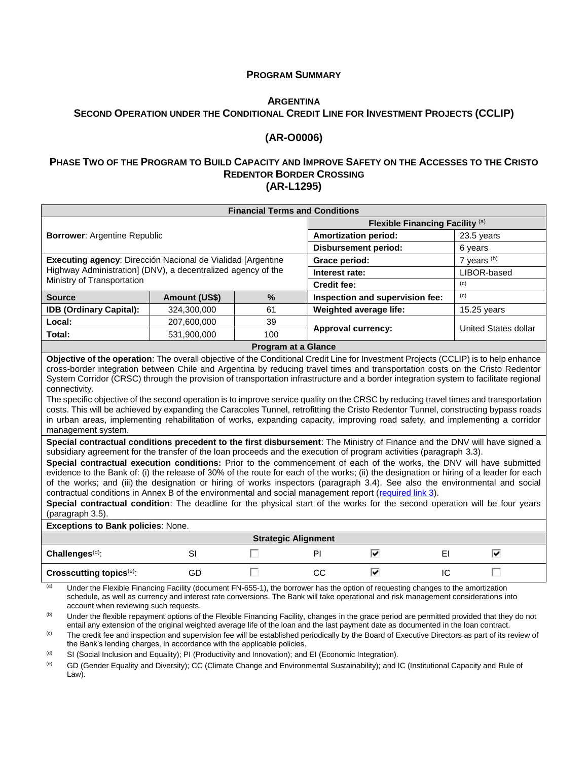**PROGRAM SUMMARY**

**ARGENTINA**

**SECOND OPERATION UNDER THE CONDITIONAL CREDIT LINE FOR INVESTMENT PROJECTS (CCLIP)**

**(AR-O0006)**

**PHASE TWO OF THE PROGRAM TO BUILD CAPACITY AND IMPROVE SAFETY ON THE ACCESSES TO THE CRISTO REDENTOR BORDER CROSSING**

**(AR-L1295)**

| **Financial Terms and Conditions** | | | | |
|---|---|---|---|---|
| **Borrower**: Argentine Republic | | | **Flexible Financing Facility** [(a)] | |
| | | | **Amortization period:** | 23.5 years |
| | | | **Disbursement period:** | 6 years |
| **Executing agency**: Dirección Nacional de Vialidad [Argentine Highway Administration] (DNV), a decentralized agency of the Ministry of Transportation | | | **Grace period:** | 7 years [(b)] |
| | | | **Interest rate:** | LIBOR-based |
| | | | **Credit fee:** | [(c)] |
| **Source** | **Amount (US$)** | **%** | **Inspection and supervision fee:** | [(c)] |
| **IDB (Ordinary Capital):** | 324,300,000 | 61 | **Weighted average life:** | 15.25 years |
| **Local:** | 207,600,000 | 39 | **Approval currency:** | United States dollar |
| **Total:** | 531,900,000 | 100 | | |

**Program at a Glance**

**Objective of the operation**: The overall objective of the Conditional Credit Line for Investment Projects (CCLIP) is to help enhance cross-border integration between Chile and Argentina by reducing travel times and transportation costs on the Cristo Redentor System Corridor (CRSC) through the provision of transportation infrastructure and a border integration system to facilitate regional connectivity.

The specific objective of the second operation is to improve service quality on the CRSC by reducing travel times and transportation costs. This will be achieved by expanding the Caracoles Tunnel, retrofitting the Cristo Redentor Tunnel, constructing bypass roads in urban areas, implementing rehabilitation of works, expanding capacity, improving road safety, and implementing a corridor management system.

**Special contractual conditions precedent to the first disbursement**: The Ministry of Finance and the DNV will have signed a subsidiary agreement for the transfer of the loan proceeds and the execution of program activities (paragraph 3.3).

**Special contractual execution conditions:** Prior to the commencement of each of the works, the DNV will have submitted evidence to the Bank of: (i) the release of 30% of the route for each of the works; (ii) the designation or hiring of a leader for each of the works; and (iii) the designation or hiring of works inspectors (paragraph 3.4). See also the environmental and social contractual conditions in Annex B of the environmental and social management report (required link 3).

**Special contractual condition**: The deadline for the physical start of the works for the second operation will be four years (paragraph 3.5).

**Exceptions to Bank policies**: None.

| **Strategic Alignment** | | | | | | |
|---|---|---|---|---|---|---|
| **Challenges**[(d)]: | SI | ☐ | PI | ☑ | EI | ☑ |
| **Crosscutting topics**[(e)]: | GD | ☐ | CC | ☑ | IC | ☐ |

[(a)] Under the Flexible Financing Facility (document FN-655-1), the borrower has the option of requesting changes to the amortization schedule, as well as currency and interest rate conversions. The Bank will take operational and risk management considerations into account when reviewing such requests.

[(b)] Under the flexible repayment options of the Flexible Financing Facility, changes in the grace period are permitted provided that they do not entail any extension of the original weighted average life of the loan and the last payment date as documented in the loan contract.

[(c)] The credit fee and inspection and supervision fee will be established periodically by the Board of Executive Directors as part of its review of the Bank's lending charges, in accordance with the applicable policies.

[(d)] SI (Social Inclusion and Equality); PI (Productivity and Innovation); and EI (Economic Integration).

[(e)] GD (Gender Equality and Diversity); CC (Climate Change and Environmental Sustainability); and IC (Institutional Capacity and Rule of Law).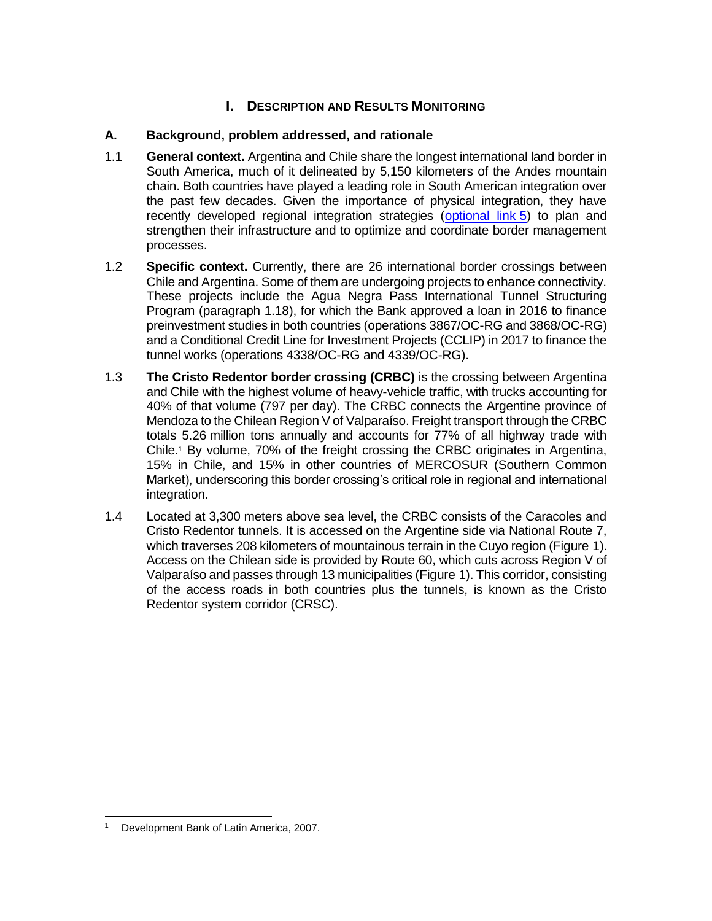# I. DESCRIPTION AND RESULTS MONITORING

## A. Background, problem addressed, and rationale

1.1 **General context.** Argentina and Chile share the longest international land border in South America, much of it delineated by 5,150 kilometers of the Andes mountain chain. Both countries have played a leading role in South American integration over the past few decades. Given the importance of physical integration, they have recently developed regional integration strategies (optional link 5) to plan and strengthen their infrastructure and to optimize and coordinate border management processes.

1.2 **Specific context.** Currently, there are 26 international border crossings between Chile and Argentina. Some of them are undergoing projects to enhance connectivity. These projects include the Agua Negra Pass International Tunnel Structuring Program (paragraph 1.18), for which the Bank approved a loan in 2016 to finance preinvestment studies in both countries (operations 3867/OC-RG and 3868/OC-RG) and a Conditional Credit Line for Investment Projects (CCLIP) in 2017 to finance the tunnel works (operations 4338/OC-RG and 4339/OC-RG).

1.3 **The Cristo Redentor border crossing (CRBC)** is the crossing between Argentina and Chile with the highest volume of heavy-vehicle traffic, with trucks accounting for 40% of that volume (797 per day). The CRBC connects the Argentine province of Mendoza to the Chilean Region V of Valparaíso. Freight transport through the CRBC totals 5.26 million tons annually and accounts for 77% of all highway trade with Chile.[1] By volume, 70% of the freight crossing the CRBC originates in Argentina, 15% in Chile, and 15% in other countries of MERCOSUR (Southern Common Market), underscoring this border crossing's critical role in regional and international integration.

1.4 Located at 3,300 meters above sea level, the CRBC consists of the Caracoles and Cristo Redentor tunnels. It is accessed on the Argentine side via National Route 7, which traverses 208 kilometers of mountainous terrain in the Cuyo region (Figure 1). Access on the Chilean side is provided by Route 60, which cuts across Region V of Valparaíso and passes through 13 municipalities (Figure 1). This corridor, consisting of the access roads in both countries plus the tunnels, is known as the Cristo Redentor system corridor (CRSC).

---

[1] Development Bank of Latin America, 2007.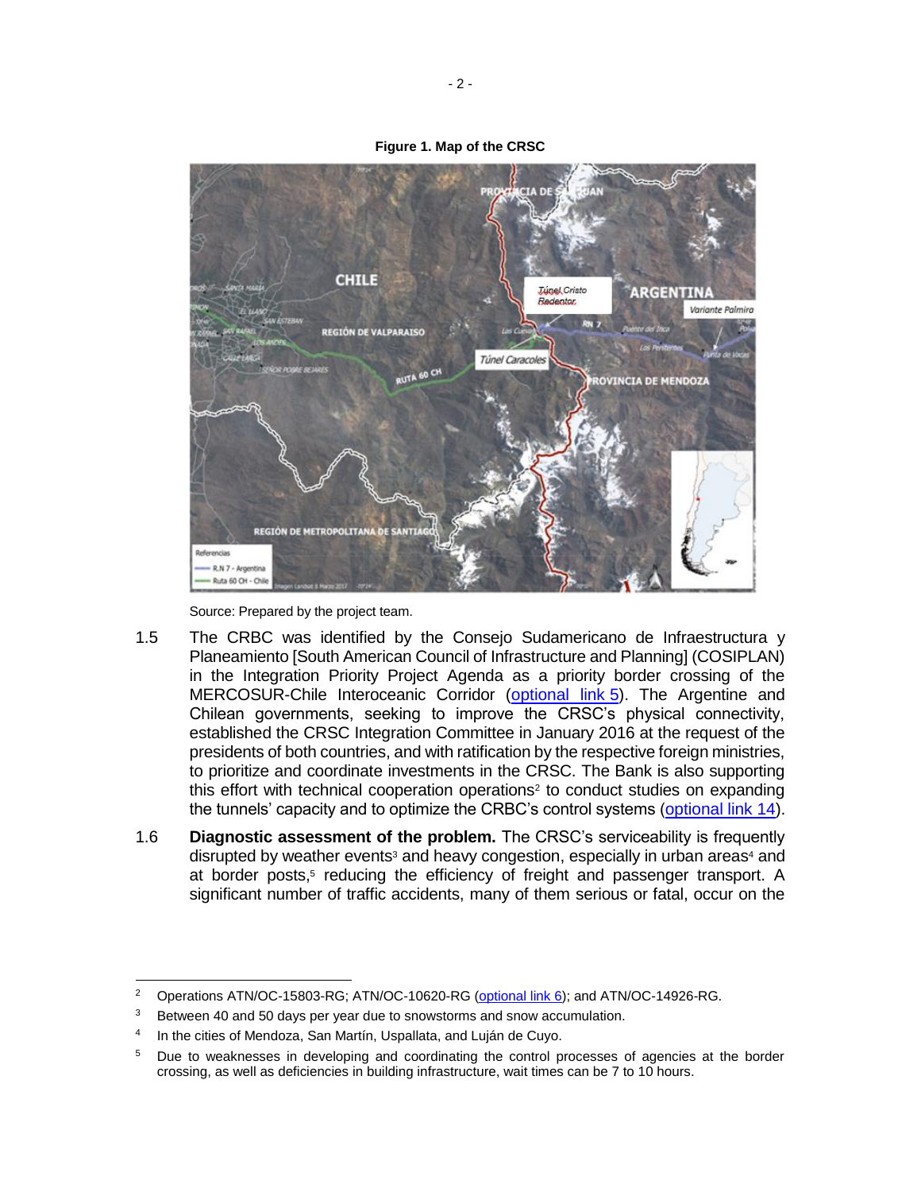**Figure 1. Map of the CRSC**

PROVINCIA DE SAN JUAN

CHILE

ARGENTINA

Túnel Cristo Redentor

Variante Palmira

REGIÓN DE VALPARAISO

RN 7

Túnel Caracoles

RUTA 60 CH

PROVINCIA DE MENDOZA

REGIÓN DE METROPOLITANA DE SANTIAGO

Referencias

R.N 7 - Argentina

Ruta 60 CH - Chile

Source: Prepared by the project team.

1.5 The CRBC was identified by the Consejo Sudamericano de Infraestructura y Planeamiento [South American Council of Infrastructure and Planning] (COSIPLAN) in the Integration Priority Project Agenda as a priority border crossing of the MERCOSUR-Chile Interoceanic Corridor (optional link 5). The Argentine and Chilean governments, seeking to improve the CRSC's physical connectivity, established the CRSC Integration Committee in January 2016 at the request of the presidents of both countries, and with ratification by the respective foreign ministries, to prioritize and coordinate investments in the CRSC. The Bank is also supporting this effort with technical cooperation operations[2] to conduct studies on expanding the tunnels' capacity and to optimize the CRBC's control systems (optional link 14).

1.6 **Diagnostic assessment of the problem.** The CRSC's serviceability is frequently disrupted by weather events[3] and heavy congestion, especially in urban areas[4] and at border posts,[5] reducing the efficiency of freight and passenger transport. A significant number of traffic accidents, many of them serious or fatal, occur on the

---

[2] Operations ATN/OC-15803-RG; ATN/OC-10620-RG (optional link 6); and ATN/OC-14926-RG.

[3] Between 40 and 50 days per year due to snowstorms and snow accumulation.

[4] In the cities of Mendoza, San Martín, Uspallata, and Luján de Cuyo.

[5] Due to weaknesses in developing and coordinating the control processes of agencies at the border crossing, as well as deficiencies in building infrastructure, wait times can be 7 to 10 hours.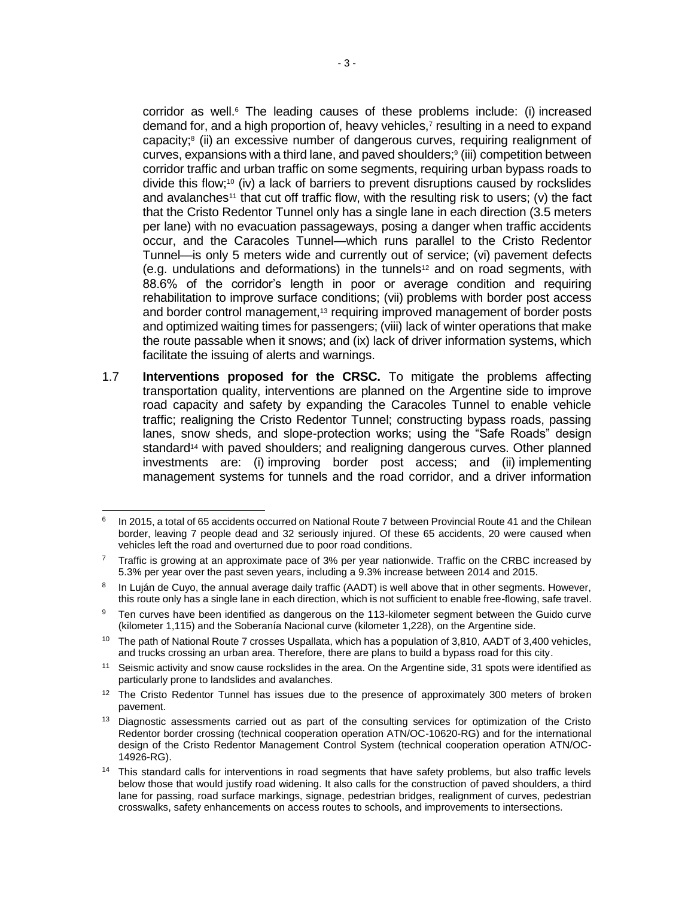corridor as well.[6] The leading causes of these problems include: (i) increased demand for, and a high proportion of, heavy vehicles,[7] resulting in a need to expand capacity;[8] (ii) an excessive number of dangerous curves, requiring realignment of curves, expansions with a third lane, and paved shoulders;[9] (iii) competition between corridor traffic and urban traffic on some segments, requiring urban bypass roads to divide this flow;[10] (iv) a lack of barriers to prevent disruptions caused by rockslides and avalanches[11] that cut off traffic flow, with the resulting risk to users; (v) the fact that the Cristo Redentor Tunnel only has a single lane in each direction (3.5 meters per lane) with no evacuation passageways, posing a danger when traffic accidents occur, and the Caracoles Tunnel—which runs parallel to the Cristo Redentor Tunnel—is only 5 meters wide and currently out of service; (vi) pavement defects (e.g. undulations and deformations) in the tunnels[12] and on road segments, with 88.6% of the corridor's length in poor or average condition and requiring rehabilitation to improve surface conditions; (vii) problems with border post access and border control management,[13] requiring improved management of border posts and optimized waiting times for passengers; (viii) lack of winter operations that make the route passable when it snows; and (ix) lack of driver information systems, which facilitate the issuing of alerts and warnings.

1.7 **Interventions proposed for the CRSC.** To mitigate the problems affecting transportation quality, interventions are planned on the Argentine side to improve road capacity and safety by expanding the Caracoles Tunnel to enable vehicle traffic; realigning the Cristo Redentor Tunnel; constructing bypass roads, passing lanes, snow sheds, and slope-protection works; using the "Safe Roads" design standard[14] with paved shoulders; and realigning dangerous curves. Other planned investments are: (i) improving border post access; and (ii) implementing management systems for tunnels and the road corridor, and a driver information

---

[6] In 2015, a total of 65 accidents occurred on National Route 7 between Provincial Route 41 and the Chilean border, leaving 7 people dead and 32 seriously injured. Of these 65 accidents, 20 were caused when vehicles left the road and overturned due to poor road conditions.

[7] Traffic is growing at an approximate pace of 3% per year nationwide. Traffic on the CRBC increased by 5.3% per year over the past seven years, including a 9.3% increase between 2014 and 2015.

[8] In Luján de Cuyo, the annual average daily traffic (AADT) is well above that in other segments. However, this route only has a single lane in each direction, which is not sufficient to enable free-flowing, safe travel.

[9] Ten curves have been identified as dangerous on the 113-kilometer segment between the Guido curve (kilometer 1,115) and the Soberanía Nacional curve (kilometer 1,228), on the Argentine side.

[10] The path of National Route 7 crosses Uspallata, which has a population of 3,810, AADT of 3,400 vehicles, and trucks crossing an urban area. Therefore, there are plans to build a bypass road for this city.

[11] Seismic activity and snow cause rockslides in the area. On the Argentine side, 31 spots were identified as particularly prone to landslides and avalanches.

[12] The Cristo Redentor Tunnel has issues due to the presence of approximately 300 meters of broken pavement.

[13] Diagnostic assessments carried out as part of the consulting services for optimization of the Cristo Redentor border crossing (technical cooperation operation ATN/OC-10620-RG) and for the international design of the Cristo Redentor Management Control System (technical cooperation operation ATN/OC-14926-RG).

[14] This standard calls for interventions in road segments that have safety problems, but also traffic levels below those that would justify road widening. It also calls for the construction of paved shoulders, a third lane for passing, road surface markings, signage, pedestrian bridges, realignment of curves, pedestrian crosswalks, safety enhancements on access routes to schools, and improvements to intersections.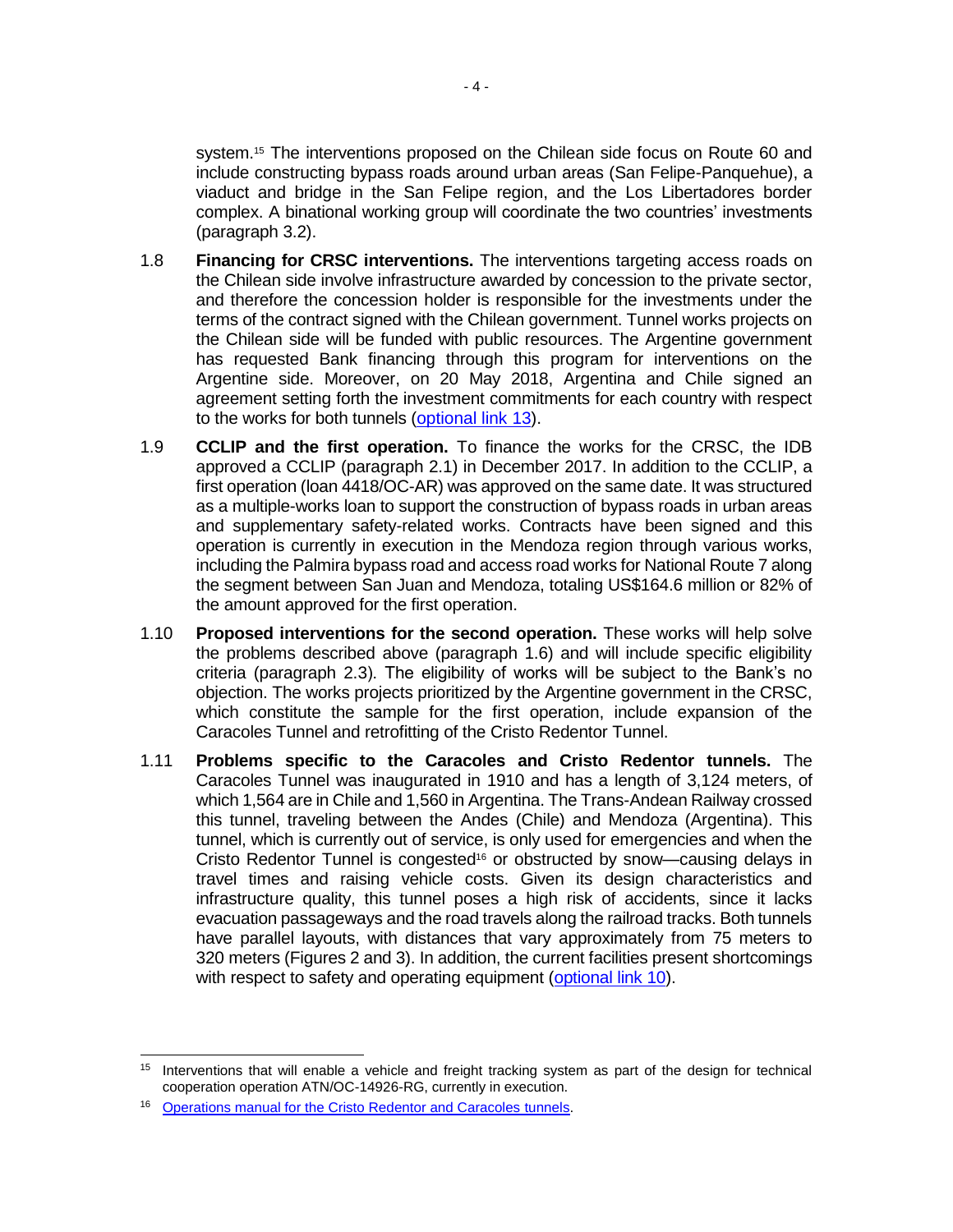system.[15] The interventions proposed on the Chilean side focus on Route 60 and include constructing bypass roads around urban areas (San Felipe-Panquehue), a viaduct and bridge in the San Felipe region, and the Los Libertadores border complex. A binational working group will coordinate the two countries' investments (paragraph 3.2).

1.8 **Financing for CRSC interventions.** The interventions targeting access roads on the Chilean side involve infrastructure awarded by concession to the private sector, and therefore the concession holder is responsible for the investments under the terms of the contract signed with the Chilean government. Tunnel works projects on the Chilean side will be funded with public resources. The Argentine government has requested Bank financing through this program for interventions on the Argentine side. Moreover, on 20 May 2018, Argentina and Chile signed an agreement setting forth the investment commitments for each country with respect to the works for both tunnels (optional link 13).

1.9 **CCLIP and the first operation.** To finance the works for the CRSC, the IDB approved a CCLIP (paragraph 2.1) in December 2017. In addition to the CCLIP, a first operation (loan 4418/OC-AR) was approved on the same date. It was structured as a multiple-works loan to support the construction of bypass roads in urban areas and supplementary safety-related works. Contracts have been signed and this operation is currently in execution in the Mendoza region through various works, including the Palmira bypass road and access road works for National Route 7 along the segment between San Juan and Mendoza, totaling US$164.6 million or 82% of the amount approved for the first operation.

1.10 **Proposed interventions for the second operation.** These works will help solve the problems described above (paragraph 1.6) and will include specific eligibility criteria (paragraph 2.3). The eligibility of works will be subject to the Bank's no objection. The works projects prioritized by the Argentine government in the CRSC, which constitute the sample for the first operation, include expansion of the Caracoles Tunnel and retrofitting of the Cristo Redentor Tunnel.

1.11 **Problems specific to the Caracoles and Cristo Redentor tunnels.** The Caracoles Tunnel was inaugurated in 1910 and has a length of 3,124 meters, of which 1,564 are in Chile and 1,560 in Argentina. The Trans-Andean Railway crossed this tunnel, traveling between the Andes (Chile) and Mendoza (Argentina). This tunnel, which is currently out of service, is only used for emergencies and when the Cristo Redentor Tunnel is congested[16] or obstructed by snow—causing delays in travel times and raising vehicle costs. Given its design characteristics and infrastructure quality, this tunnel poses a high risk of accidents, since it lacks evacuation passageways and the road travels along the railroad tracks. Both tunnels have parallel layouts, with distances that vary approximately from 75 meters to 320 meters (Figures 2 and 3). In addition, the current facilities present shortcomings with respect to safety and operating equipment (optional link 10).

---

[15] Interventions that will enable a vehicle and freight tracking system as part of the design for technical cooperation operation ATN/OC-14926-RG, currently in execution.

[16] Operations manual for the Cristo Redentor and Caracoles tunnels.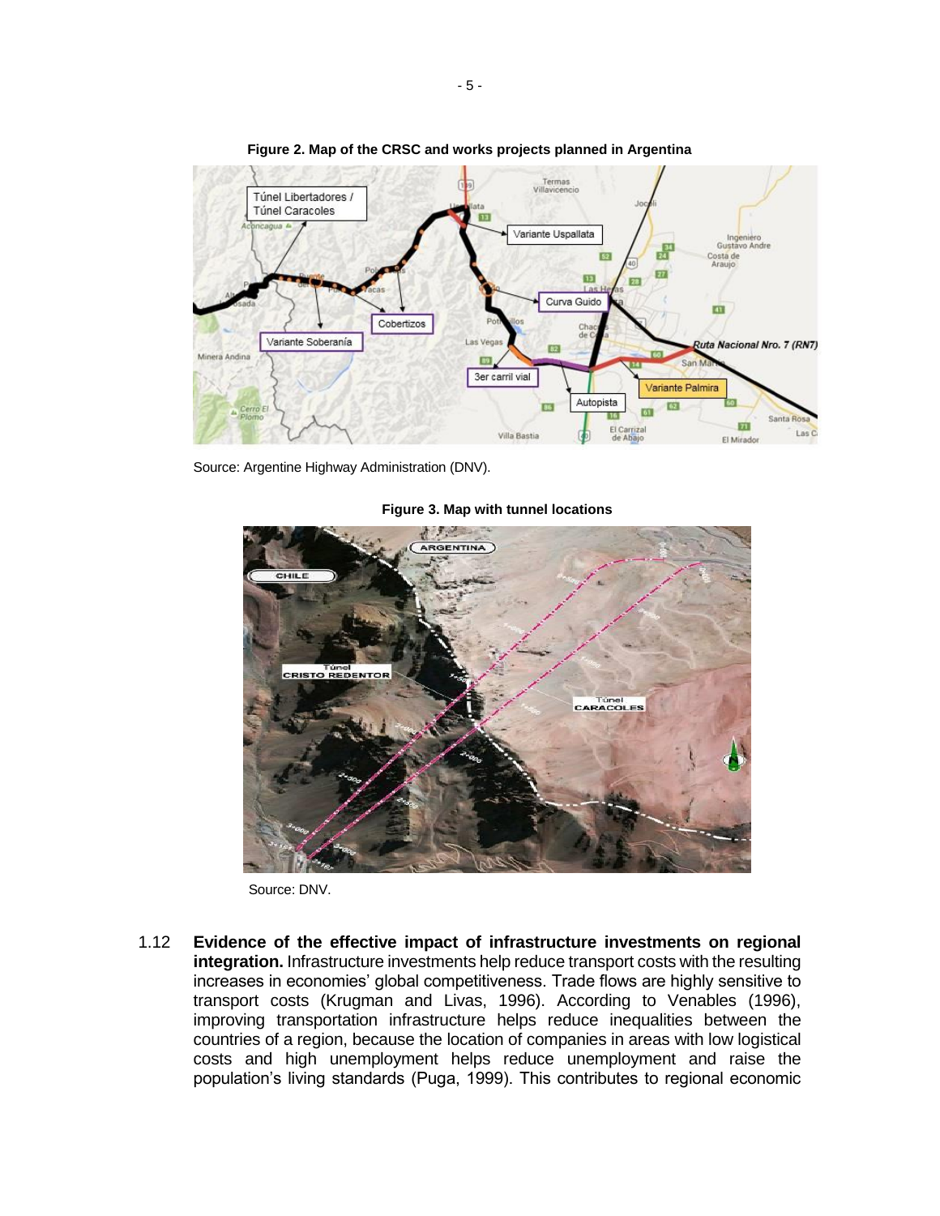**Figure 2. Map of the CRSC and works projects planned in Argentina**

Túnel Libertadores / Túnel Caracoles

Variante Uspallata

Curva Guido

Cobertizos

Variante Soberanía

Ruta Nacional Nro. 7 (RN7)

3er carril vial

Variante Palmira

Autopista

Source: Argentine Highway Administration (DNV).

**Figure 3. Map with tunnel locations**

ARGENTINA

CHILE

Túnel CRISTO REDENTOR

Túnel CARACOLES

Source: DNV.

1.12 **Evidence of the effective impact of infrastructure investments on regional integration.** Infrastructure investments help reduce transport costs with the resulting increases in economies' global competitiveness. Trade flows are highly sensitive to transport costs (Krugman and Livas, 1996). According to Venables (1996), improving transportation infrastructure helps reduce inequalities between the countries of a region, because the location of companies in areas with low logistical costs and high unemployment helps reduce unemployment and raise the population's living standards (Puga, 1999). This contributes to regional economic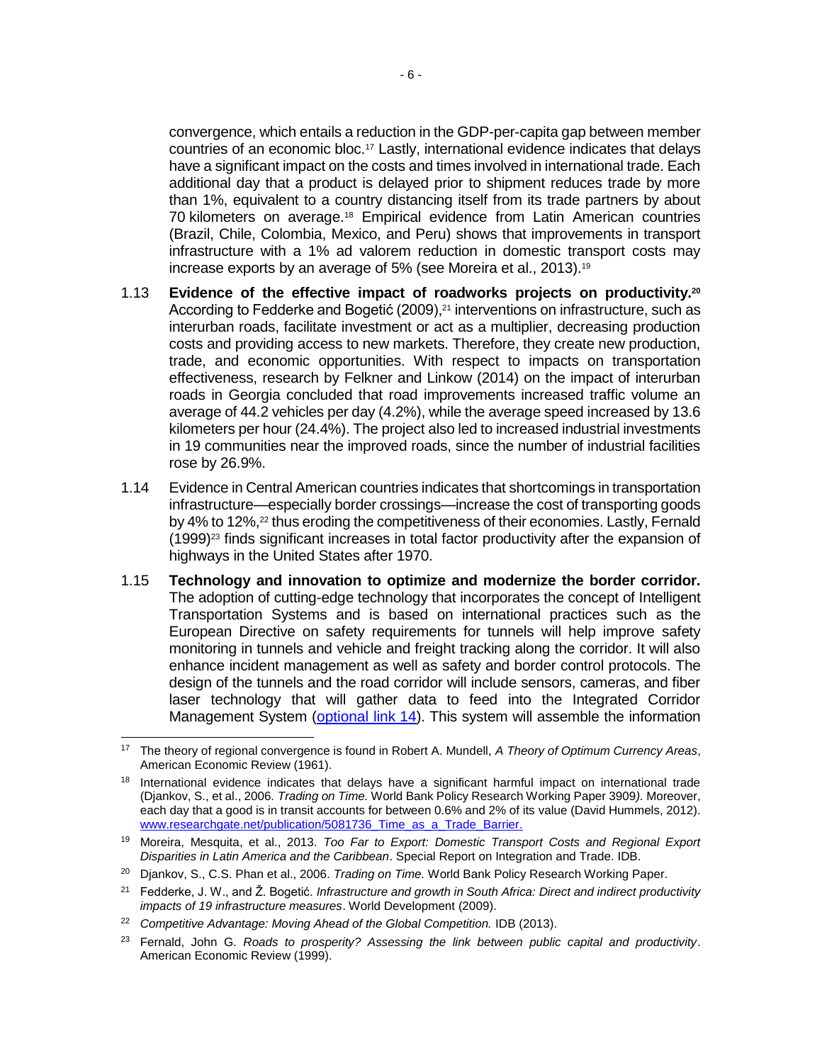convergence, which entails a reduction in the GDP-per-capita gap between member countries of an economic bloc.[17] Lastly, international evidence indicates that delays have a significant impact on the costs and times involved in international trade. Each additional day that a product is delayed prior to shipment reduces trade by more than 1%, equivalent to a country distancing itself from its trade partners by about 70 kilometers on average.[18] Empirical evidence from Latin American countries (Brazil, Chile, Colombia, Mexico, and Peru) shows that improvements in transport infrastructure with a 1% ad valorem reduction in domestic transport costs may increase exports by an average of 5% (see Moreira et al., 2013).[19]

1.13 **Evidence of the effective impact of roadworks projects on productivity.[20]** According to Fedderke and Bogetić (2009),[21] interventions on infrastructure, such as interurban roads, facilitate investment or act as a multiplier, decreasing production costs and providing access to new markets. Therefore, they create new production, trade, and economic opportunities. With respect to impacts on transportation effectiveness, research by Felkner and Linkow (2014) on the impact of interurban roads in Georgia concluded that road improvements increased traffic volume an average of 44.2 vehicles per day (4.2%), while the average speed increased by 13.6 kilometers per hour (24.4%). The project also led to increased industrial investments in 19 communities near the improved roads, since the number of industrial facilities rose by 26.9%.

1.14 Evidence in Central American countries indicates that shortcomings in transportation infrastructure—especially border crossings—increase the cost of transporting goods by 4% to 12%,[22] thus eroding the competitiveness of their economies. Lastly, Fernald (1999)[23] finds significant increases in total factor productivity after the expansion of highways in the United States after 1970.

1.15 **Technology and innovation to optimize and modernize the border corridor.** The adoption of cutting-edge technology that incorporates the concept of Intelligent Transportation Systems and is based on international practices such as the European Directive on safety requirements for tunnels will help improve safety monitoring in tunnels and vehicle and freight tracking along the corridor. It will also enhance incident management as well as safety and border control protocols. The design of the tunnels and the road corridor will include sensors, cameras, and fiber laser technology that will gather data to feed into the Integrated Corridor Management System (optional link 14). This system will assemble the information

---

[17] The theory of regional convergence is found in Robert A. Mundell, *A Theory of Optimum Currency Areas*, American Economic Review (1961).

[18] International evidence indicates that delays have a significant harmful impact on international trade (Djankov, S., et al., 2006. *Trading on Time.* World Bank Policy Research Working Paper 3909*).* Moreover, each day that a good is in transit accounts for between 0.6% and 2% of its value (David Hummels, 2012). www.researchgate.net/publication/5081736_Time_as_a_Trade_Barrier.

[19] Moreira, Mesquita, et al., 2013. *Too Far to Export: Domestic Transport Costs and Regional Export Disparities in Latin America and the Caribbean*. Special Report on Integration and Trade. IDB.

[20] Djankov, S., C.S. Phan et al., 2006. *Trading on Time.* World Bank Policy Research Working Paper.

[21] Fedderke, J. W., and Ž. Bogetić. *Infrastructure and growth in South Africa: Direct and indirect productivity impacts of 19 infrastructure measures*. World Development (2009).

[22] *Competitive Advantage: Moving Ahead of the Global Competition.* IDB (2013).

[23] Fernald, John G. *Roads to prosperity? Assessing the link between public capital and productivity*. American Economic Review (1999).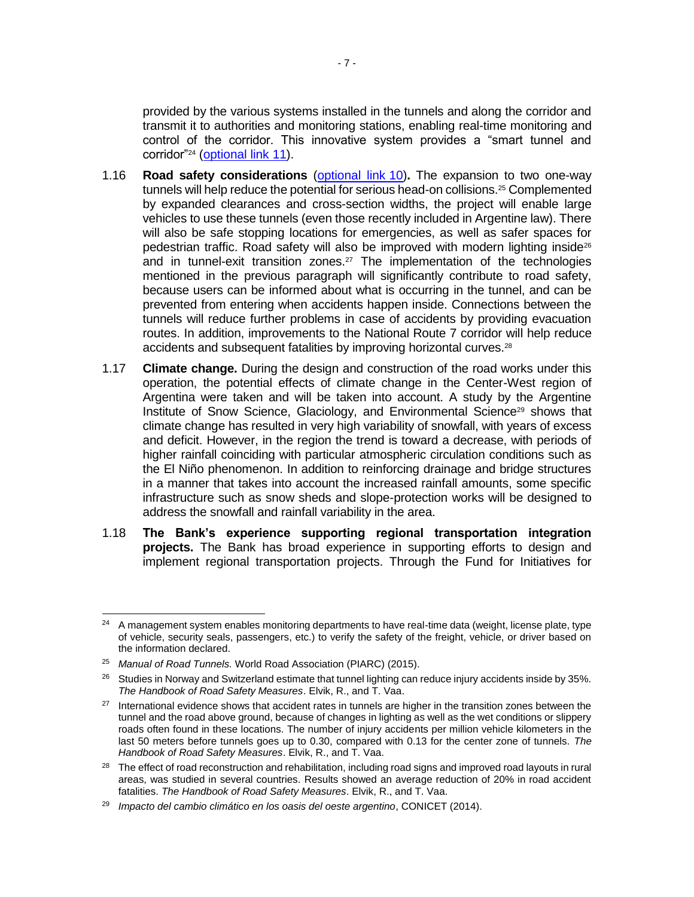provided by the various systems installed in the tunnels and along the corridor and transmit it to authorities and monitoring stations, enabling real-time monitoring and control of the corridor. This innovative system provides a "smart tunnel and corridor"[24] (optional link 11).

1.16 **Road safety considerations** (optional link 10)**.** The expansion to two one-way tunnels will help reduce the potential for serious head-on collisions.[25] Complemented by expanded clearances and cross-section widths, the project will enable large vehicles to use these tunnels (even those recently included in Argentine law). There will also be safe stopping locations for emergencies, as well as safer spaces for pedestrian traffic. Road safety will also be improved with modern lighting inside[26] and in tunnel-exit transition zones.[27] The implementation of the technologies mentioned in the previous paragraph will significantly contribute to road safety, because users can be informed about what is occurring in the tunnel, and can be prevented from entering when accidents happen inside. Connections between the tunnels will reduce further problems in case of accidents by providing evacuation routes. In addition, improvements to the National Route 7 corridor will help reduce accidents and subsequent fatalities by improving horizontal curves.[28]

1.17 **Climate change.** During the design and construction of the road works under this operation, the potential effects of climate change in the Center-West region of Argentina were taken and will be taken into account. A study by the Argentine Institute of Snow Science, Glaciology, and Environmental Science[29] shows that climate change has resulted in very high variability of snowfall, with years of excess and deficit. However, in the region the trend is toward a decrease, with periods of higher rainfall coinciding with particular atmospheric circulation conditions such as the El Niño phenomenon. In addition to reinforcing drainage and bridge structures in a manner that takes into account the increased rainfall amounts, some specific infrastructure such as snow sheds and slope-protection works will be designed to address the snowfall and rainfall variability in the area.

1.18 **The Bank's experience supporting regional transportation integration projects.** The Bank has broad experience in supporting efforts to design and implement regional transportation projects. Through the Fund for Initiatives for

---

[24] A management system enables monitoring departments to have real-time data (weight, license plate, type of vehicle, security seals, passengers, etc.) to verify the safety of the freight, vehicle, or driver based on the information declared.

[25] *Manual of Road Tunnels.* World Road Association (PIARC) (2015).

[26] Studies in Norway and Switzerland estimate that tunnel lighting can reduce injury accidents inside by 35%. *The Handbook of Road Safety Measures*. Elvik, R., and T. Vaa.

[27] International evidence shows that accident rates in tunnels are higher in the transition zones between the tunnel and the road above ground, because of changes in lighting as well as the wet conditions or slippery roads often found in these locations. The number of injury accidents per million vehicle kilometers in the last 50 meters before tunnels goes up to 0.30, compared with 0.13 for the center zone of tunnels. *The Handbook of Road Safety Measures*. Elvik, R., and T. Vaa.

[28] The effect of road reconstruction and rehabilitation, including road signs and improved road layouts in rural areas, was studied in several countries. Results showed an average reduction of 20% in road accident fatalities. *The Handbook of Road Safety Measures*. Elvik, R., and T. Vaa.

[29] *Impacto del cambio climático en los oasis del oeste argentino*, CONICET (2014).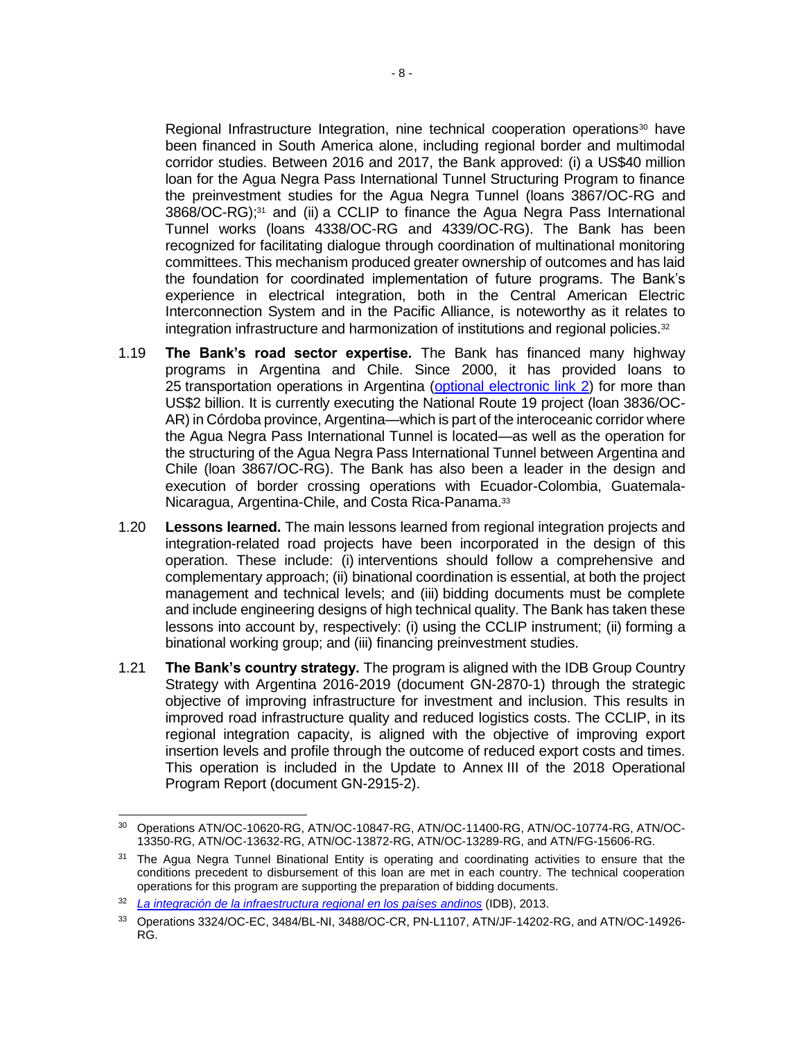Regional Infrastructure Integration, nine technical cooperation operations[30] have been financed in South America alone, including regional border and multimodal corridor studies. Between 2016 and 2017, the Bank approved: (i) a US$40 million loan for the Agua Negra Pass International Tunnel Structuring Program to finance the preinvestment studies for the Agua Negra Tunnel (loans 3867/OC-RG and 3868/OC-RG);[31] and (ii) a CCLIP to finance the Agua Negra Pass International Tunnel works (loans 4338/OC-RG and 4339/OC-RG). The Bank has been recognized for facilitating dialogue through coordination of multinational monitoring committees. This mechanism produced greater ownership of outcomes and has laid the foundation for coordinated implementation of future programs. The Bank's experience in electrical integration, both in the Central American Electric Interconnection System and in the Pacific Alliance, is noteworthy as it relates to integration infrastructure and harmonization of institutions and regional policies.[32]

1.19 **The Bank's road sector expertise.** The Bank has financed many highway programs in Argentina and Chile. Since 2000, it has provided loans to 25 transportation operations in Argentina ([optional electronic link 2]) for more than US$2 billion. It is currently executing the National Route 19 project (loan 3836/OC-AR) in Córdoba province, Argentina—which is part of the interoceanic corridor where the Agua Negra Pass International Tunnel is located—as well as the operation for the structuring of the Agua Negra Pass International Tunnel between Argentina and Chile (loan 3867/OC-RG). The Bank has also been a leader in the design and execution of border crossing operations with Ecuador-Colombia, Guatemala-Nicaragua, Argentina-Chile, and Costa Rica-Panama.[33]

1.20 **Lessons learned.** The main lessons learned from regional integration projects and integration-related road projects have been incorporated in the design of this operation. These include: (i) interventions should follow a comprehensive and complementary approach; (ii) binational coordination is essential, at both the project management and technical levels; and (iii) bidding documents must be complete and include engineering designs of high technical quality. The Bank has taken these lessons into account by, respectively: (i) using the CCLIP instrument; (ii) forming a binational working group; and (iii) financing preinvestment studies.

1.21 **The Bank's country strategy.** The program is aligned with the IDB Group Country Strategy with Argentina 2016-2019 (document GN-2870-1) through the strategic objective of improving infrastructure for investment and inclusion. This results in improved road infrastructure quality and reduced logistics costs. The CCLIP, in its regional integration capacity, is aligned with the objective of improving export insertion levels and profile through the outcome of reduced export costs and times. This operation is included in the Update to Annex III of the 2018 Operational Program Report (document GN-2915-2).

---

[30] Operations ATN/OC-10620-RG, ATN/OC-10847-RG, ATN/OC-11400-RG, ATN/OC-10774-RG, ATN/OC-13350-RG, ATN/OC-13632-RG, ATN/OC-13872-RG, ATN/OC-13289-RG, and ATN/FG-15606-RG.

[31] The Agua Negra Tunnel Binational Entity is operating and coordinating activities to ensure that the conditions precedent to disbursement of this loan are met in each country. The technical cooperation operations for this program are supporting the preparation of bidding documents.

[32] *La integración de la infraestructura regional en los países andinos* (IDB), 2013.

[33] Operations 3324/OC-EC, 3484/BL-NI, 3488/OC-CR, PN-L1107, ATN/JF-14202-RG, and ATN/OC-14926-RG.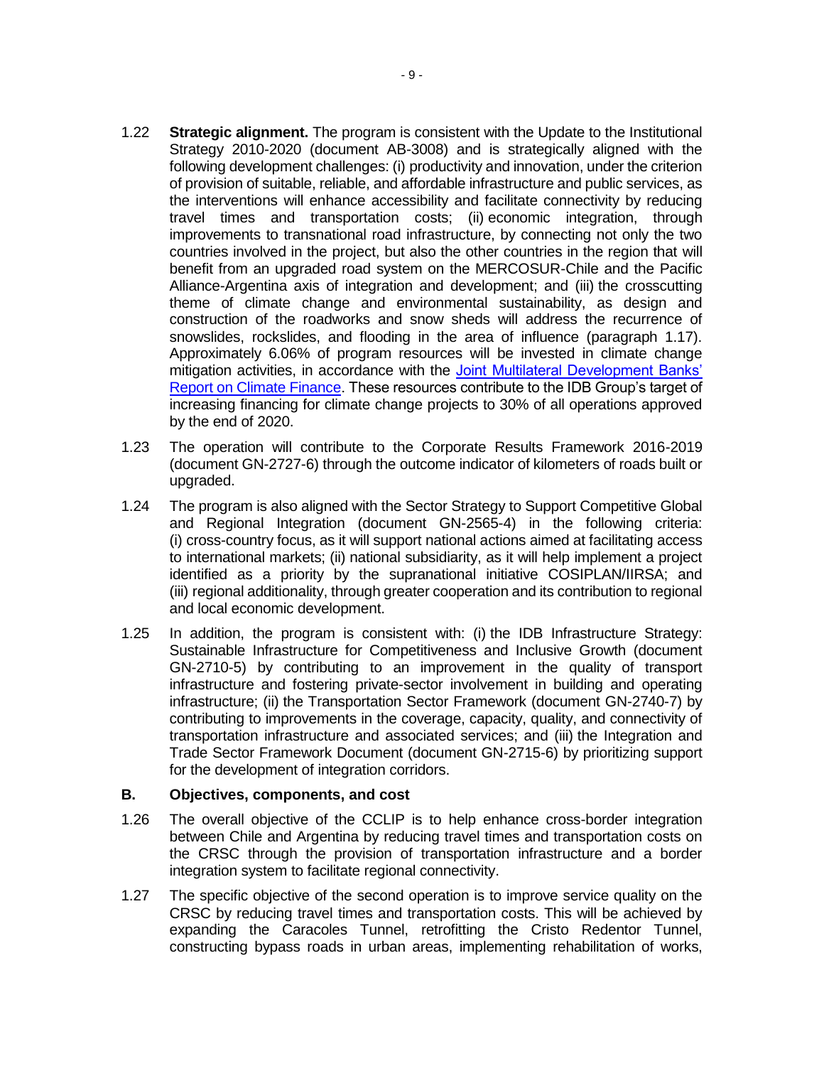1.22 **Strategic alignment.** The program is consistent with the Update to the Institutional Strategy 2010-2020 (document AB-3008) and is strategically aligned with the following development challenges: (i) productivity and innovation, under the criterion of provision of suitable, reliable, and affordable infrastructure and public services, as the interventions will enhance accessibility and facilitate connectivity by reducing travel times and transportation costs; (ii) economic integration, through improvements to transnational road infrastructure, by connecting not only the two countries involved in the project, but also the other countries in the region that will benefit from an upgraded road system on the MERCOSUR-Chile and the Pacific Alliance-Argentina axis of integration and development; and (iii) the crosscutting theme of climate change and environmental sustainability, as design and construction of the roadworks and snow sheds will address the recurrence of snowslides, rockslides, and flooding in the area of influence (paragraph 1.17). Approximately 6.06% of program resources will be invested in climate change mitigation activities, in accordance with the Joint Multilateral Development Banks' Report on Climate Finance. These resources contribute to the IDB Group's target of increasing financing for climate change projects to 30% of all operations approved by the end of 2020.

1.23 The operation will contribute to the Corporate Results Framework 2016-2019 (document GN-2727-6) through the outcome indicator of kilometers of roads built or upgraded.

1.24 The program is also aligned with the Sector Strategy to Support Competitive Global and Regional Integration (document GN-2565-4) in the following criteria: (i) cross-country focus, as it will support national actions aimed at facilitating access to international markets; (ii) national subsidiarity, as it will help implement a project identified as a priority by the supranational initiative COSIPLAN/IIRSA; and (iii) regional additionality, through greater cooperation and its contribution to regional and local economic development.

1.25 In addition, the program is consistent with: (i) the IDB Infrastructure Strategy: Sustainable Infrastructure for Competitiveness and Inclusive Growth (document GN-2710-5) by contributing to an improvement in the quality of transport infrastructure and fostering private-sector involvement in building and operating infrastructure; (ii) the Transportation Sector Framework (document GN-2740-7) by contributing to improvements in the coverage, capacity, quality, and connectivity of transportation infrastructure and associated services; and (iii) the Integration and Trade Sector Framework Document (document GN-2715-6) by prioritizing support for the development of integration corridors.

## B. Objectives, components, and cost

1.26 The overall objective of the CCLIP is to help enhance cross-border integration between Chile and Argentina by reducing travel times and transportation costs on the CRSC through the provision of transportation infrastructure and a border integration system to facilitate regional connectivity.

1.27 The specific objective of the second operation is to improve service quality on the CRSC by reducing travel times and transportation costs. This will be achieved by expanding the Caracoles Tunnel, retrofitting the Cristo Redentor Tunnel, constructing bypass roads in urban areas, implementing rehabilitation of works,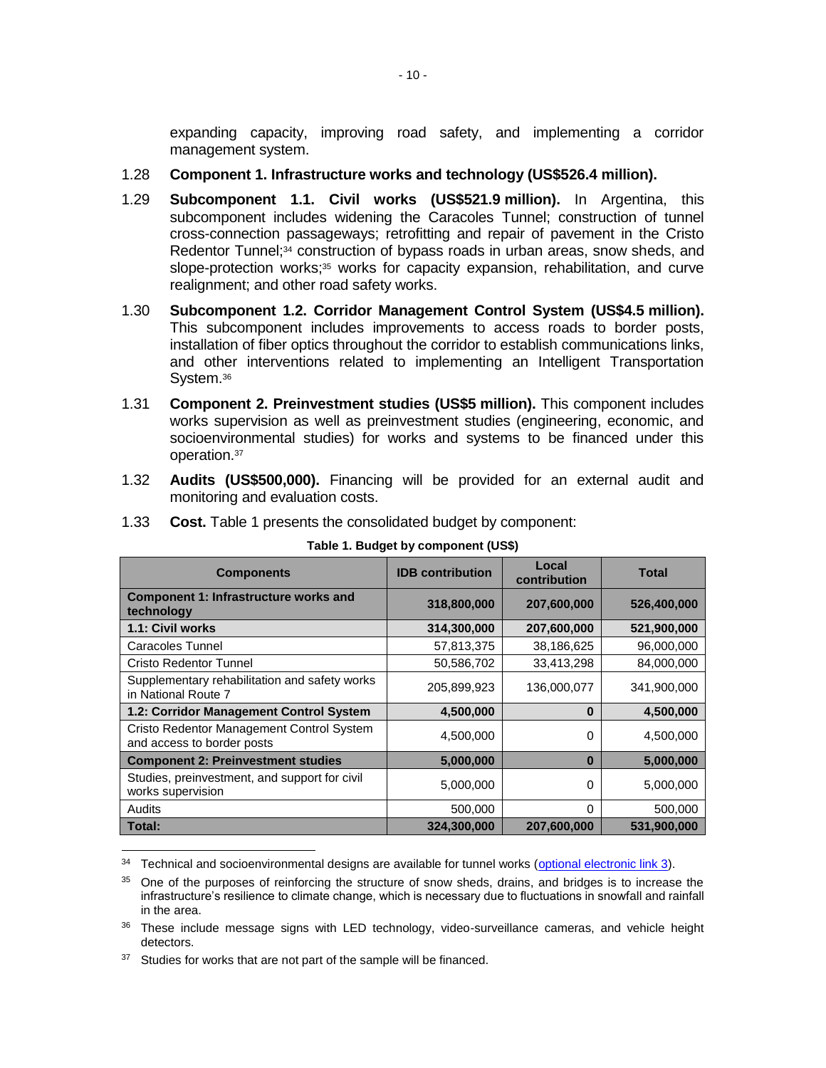expanding capacity, improving road safety, and implementing a corridor management system.

1.28 **Component 1. Infrastructure works and technology (US$526.4 million).**

1.29 **Subcomponent 1.1. Civil works (US$521.9 million).** In Argentina, this subcomponent includes widening the Caracoles Tunnel; construction of tunnel cross-connection passageways; retrofitting and repair of pavement in the Cristo Redentor Tunnel;[34] construction of bypass roads in urban areas, snow sheds, and slope-protection works;[35] works for capacity expansion, rehabilitation, and curve realignment; and other road safety works.

1.30 **Subcomponent 1.2. Corridor Management Control System (US$4.5 million).** This subcomponent includes improvements to access roads to border posts, installation of fiber optics throughout the corridor to establish communications links, and other interventions related to implementing an Intelligent Transportation System.[36]

1.31 **Component 2. Preinvestment studies (US$5 million).** This component includes works supervision as well as preinvestment studies (engineering, economic, and socioenvironmental studies) for works and systems to be financed under this operation.[37]

1.32 **Audits (US$500,000).** Financing will be provided for an external audit and monitoring and evaluation costs.

1.33 **Cost.** Table 1 presents the consolidated budget by component:

**Table 1. Budget by component (US$)**

| Components | IDB contribution | Local contribution | Total |
|---|---|---|---|
| **Component 1: Infrastructure works and technology** | **318,800,000** | **207,600,000** | **526,400,000** |
| **1.1: Civil works** | **314,300,000** | **207,600,000** | **521,900,000** |
| Caracoles Tunnel | 57,813,375 | 38,186,625 | 96,000,000 |
| Cristo Redentor Tunnel | 50,586,702 | 33,413,298 | 84,000,000 |
| Supplementary rehabilitation and safety works in National Route 7 | 205,899,923 | 136,000,077 | 341,900,000 |
| **1.2: Corridor Management Control System** | **4,500,000** | **0** | **4,500,000** |
| Cristo Redentor Management Control System and access to border posts | 4,500,000 | 0 | 4,500,000 |
| **Component 2: Preinvestment studies** | **5,000,000** | **0** | **5,000,000** |
| Studies, preinvestment, and support for civil works supervision | 5,000,000 | 0 | 5,000,000 |
| Audits | 500,000 | 0 | 500,000 |
| **Total:** | **324,300,000** | **207,600,000** | **531,900,000** |

---

[34] Technical and socioenvironmental designs are available for tunnel works (optional electronic link 3).

[35] One of the purposes of reinforcing the structure of snow sheds, drains, and bridges is to increase the infrastructure's resilience to climate change, which is necessary due to fluctuations in snowfall and rainfall in the area.

[36] These include message signs with LED technology, video-surveillance cameras, and vehicle height detectors.

[37] Studies for works that are not part of the sample will be financed.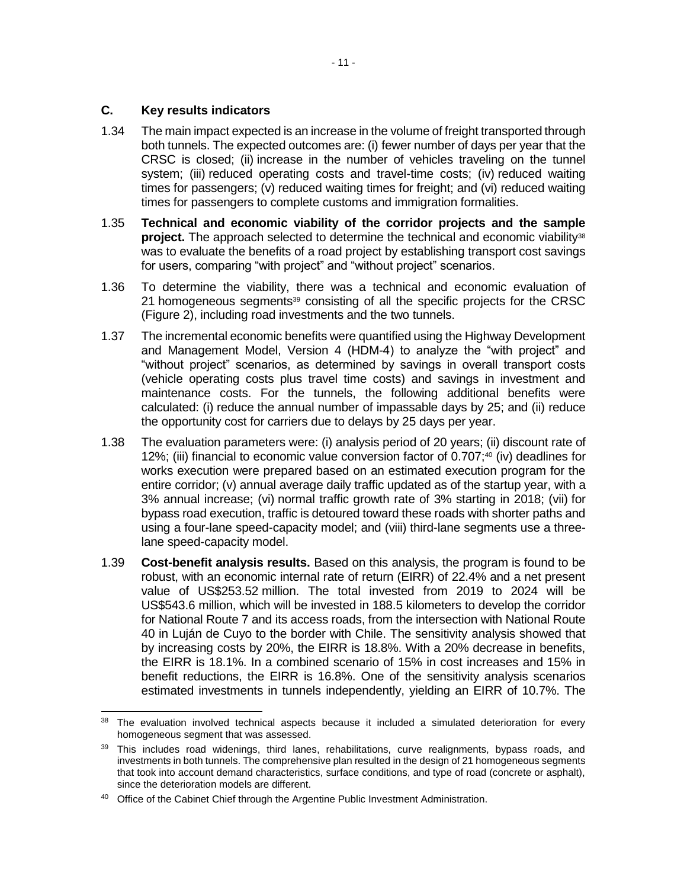## C. Key results indicators

1.34 The main impact expected is an increase in the volume of freight transported through both tunnels. The expected outcomes are: (i) fewer number of days per year that the CRSC is closed; (ii) increase in the number of vehicles traveling on the tunnel system; (iii) reduced operating costs and travel-time costs; (iv) reduced waiting times for passengers; (v) reduced waiting times for freight; and (vi) reduced waiting times for passengers to complete customs and immigration formalities.

1.35 **Technical and economic viability of the corridor projects and the sample project.** The approach selected to determine the technical and economic viability[38] was to evaluate the benefits of a road project by establishing transport cost savings for users, comparing "with project" and "without project" scenarios.

1.36 To determine the viability, there was a technical and economic evaluation of 21 homogeneous segments[39] consisting of all the specific projects for the CRSC (Figure 2), including road investments and the two tunnels.

1.37 The incremental economic benefits were quantified using the Highway Development and Management Model, Version 4 (HDM-4) to analyze the "with project" and "without project" scenarios, as determined by savings in overall transport costs (vehicle operating costs plus travel time costs) and savings in investment and maintenance costs. For the tunnels, the following additional benefits were calculated: (i) reduce the annual number of impassable days by 25; and (ii) reduce the opportunity cost for carriers due to delays by 25 days per year.

1.38 The evaluation parameters were: (i) analysis period of 20 years; (ii) discount rate of 12%; (iii) financial to economic value conversion factor of 0.707;[40] (iv) deadlines for works execution were prepared based on an estimated execution program for the entire corridor; (v) annual average daily traffic updated as of the startup year, with a 3% annual increase; (vi) normal traffic growth rate of 3% starting in 2018; (vii) for bypass road execution, traffic is detoured toward these roads with shorter paths and using a four-lane speed-capacity model; and (viii) third-lane segments use a three-lane speed-capacity model.

1.39 **Cost-benefit analysis results.** Based on this analysis, the program is found to be robust, with an economic internal rate of return (EIRR) of 22.4% and a net present value of US$253.52 million. The total invested from 2019 to 2024 will be US$543.6 million, which will be invested in 188.5 kilometers to develop the corridor for National Route 7 and its access roads, from the intersection with National Route 40 in Luján de Cuyo to the border with Chile. The sensitivity analysis showed that by increasing costs by 20%, the EIRR is 18.8%. With a 20% decrease in benefits, the EIRR is 18.1%. In a combined scenario of 15% in cost increases and 15% in benefit reductions, the EIRR is 16.8%. One of the sensitivity analysis scenarios estimated investments in tunnels independently, yielding an EIRR of 10.7%. The

---

[38] The evaluation involved technical aspects because it included a simulated deterioration for every homogeneous segment that was assessed.

[39] This includes road widenings, third lanes, rehabilitations, curve realignments, bypass roads, and investments in both tunnels. The comprehensive plan resulted in the design of 21 homogeneous segments that took into account demand characteristics, surface conditions, and type of road (concrete or asphalt), since the deterioration models are different.

[40] Office of the Cabinet Chief through the Argentine Public Investment Administration.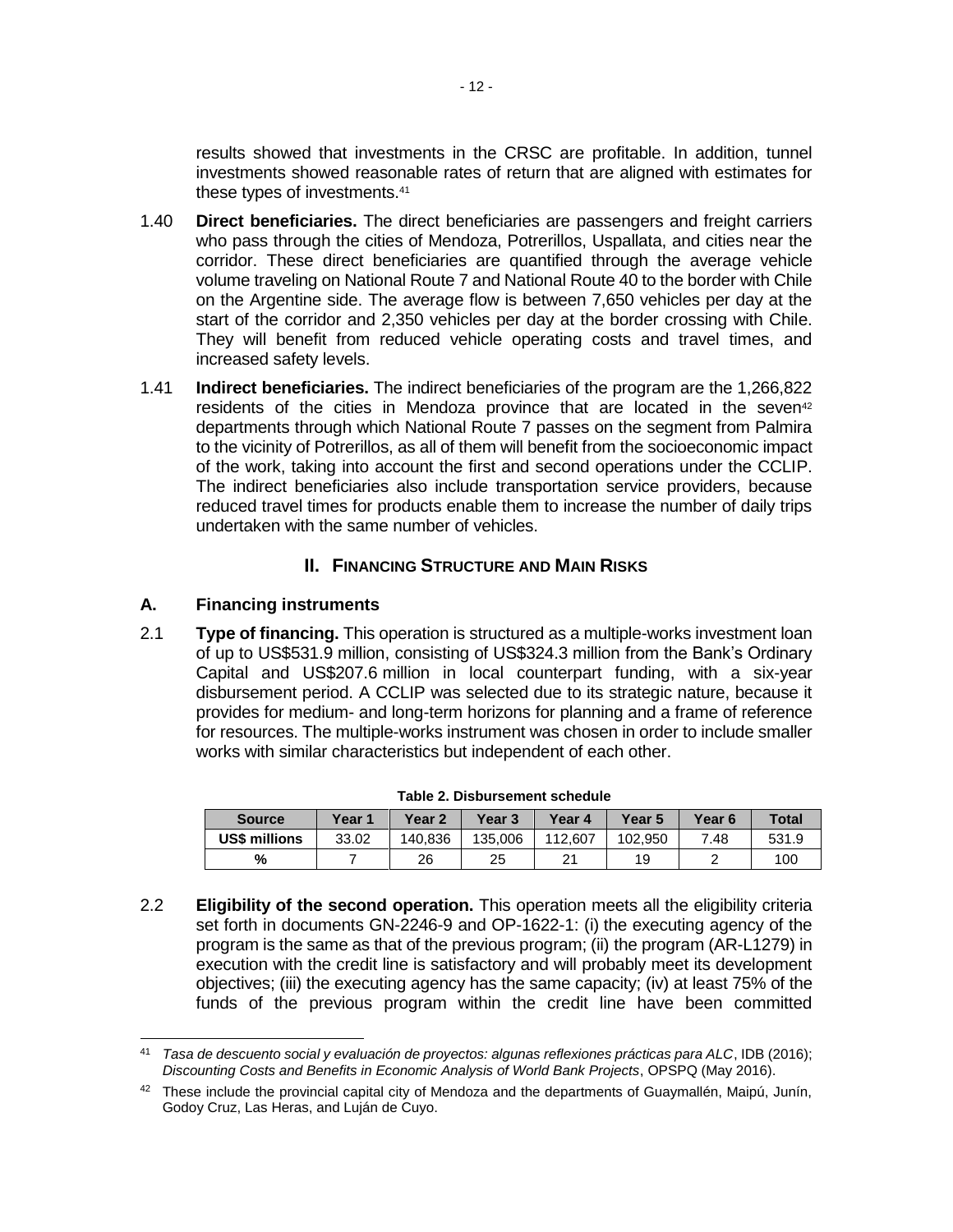results showed that investments in the CRSC are profitable. In addition, tunnel investments showed reasonable rates of return that are aligned with estimates for these types of investments.[41]

1.40 **Direct beneficiaries.** The direct beneficiaries are passengers and freight carriers who pass through the cities of Mendoza, Potrerillos, Uspallata, and cities near the corridor. These direct beneficiaries are quantified through the average vehicle volume traveling on National Route 7 and National Route 40 to the border with Chile on the Argentine side. The average flow is between 7,650 vehicles per day at the start of the corridor and 2,350 vehicles per day at the border crossing with Chile. They will benefit from reduced vehicle operating costs and travel times, and increased safety levels.

1.41 **Indirect beneficiaries.** The indirect beneficiaries of the program are the 1,266,822 residents of the cities in Mendoza province that are located in the seven[42] departments through which National Route 7 passes on the segment from Palmira to the vicinity of Potrerillos, as all of them will benefit from the socioeconomic impact of the work, taking into account the first and second operations under the CCLIP. The indirect beneficiaries also include transportation service providers, because reduced travel times for products enable them to increase the number of daily trips undertaken with the same number of vehicles.

## II. Financing Structure and Main Risks

### A. Financing instruments

2.1 **Type of financing.** This operation is structured as a multiple-works investment loan of up to US$531.9 million, consisting of US$324.3 million from the Bank's Ordinary Capital and US$207.6 million in local counterpart funding, with a six-year disbursement period. A CCLIP was selected due to its strategic nature, because it provides for medium- and long-term horizons for planning and a frame of reference for resources. The multiple-works instrument was chosen in order to include smaller works with similar characteristics but independent of each other.

**Table 2. Disbursement schedule**

| Source | Year 1 | Year 2 | Year 3 | Year 4 | Year 5 | Year 6 | Total |
|---|---|---|---|---|---|---|---|
| US$ millions | 33.02 | 140,836 | 135,006 | 112,607 | 102,950 | 7.48 | 531.9 |
| % | 7 | 26 | 25 | 21 | 19 | 2 | 100 |

2.2 **Eligibility of the second operation.** This operation meets all the eligibility criteria set forth in documents GN-2246-9 and OP-1622-1: (i) the executing agency of the program is the same as that of the previous program; (ii) the program (AR-L1279) in execution with the credit line is satisfactory and will probably meet its development objectives; (iii) the executing agency has the same capacity; (iv) at least 75% of the funds of the previous program within the credit line have been committed

[41] *Tasa de descuento social y evaluación de proyectos: algunas reflexiones prácticas para ALC*, IDB (2016); *Discounting Costs and Benefits in Economic Analysis of World Bank Projects*, OPSPQ (May 2016).

[42] These include the provincial capital city of Mendoza and the departments of Guaymallén, Maipú, Junín, Godoy Cruz, Las Heras, and Luján de Cuyo.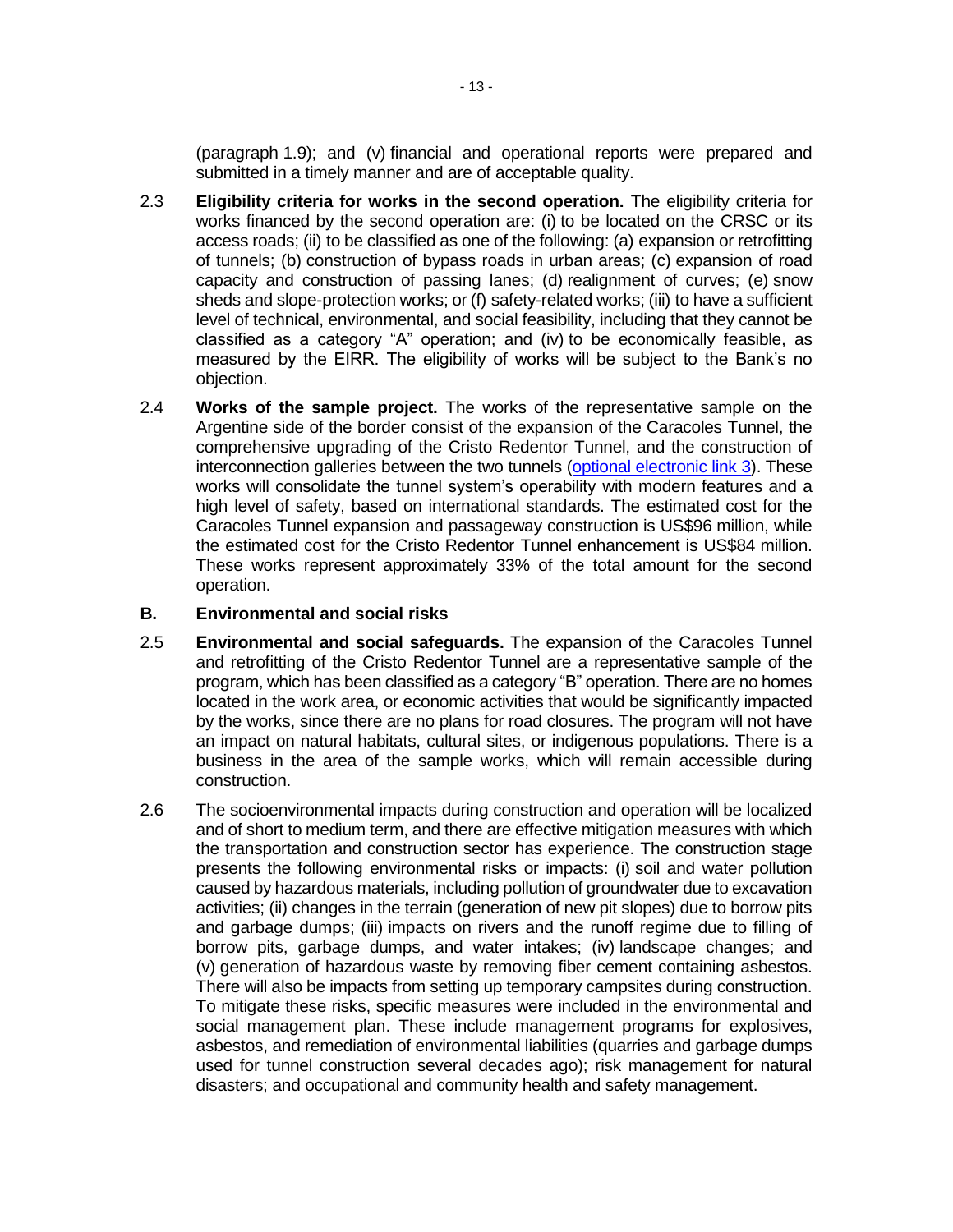(paragraph 1.9); and (v) financial and operational reports were prepared and submitted in a timely manner and are of acceptable quality.

2.3 **Eligibility criteria for works in the second operation.** The eligibility criteria for works financed by the second operation are: (i) to be located on the CRSC or its access roads; (ii) to be classified as one of the following: (a) expansion or retrofitting of tunnels; (b) construction of bypass roads in urban areas; (c) expansion of road capacity and construction of passing lanes; (d) realignment of curves; (e) snow sheds and slope-protection works; or (f) safety-related works; (iii) to have a sufficient level of technical, environmental, and social feasibility, including that they cannot be classified as a category "A" operation; and (iv) to be economically feasible, as measured by the EIRR. The eligibility of works will be subject to the Bank's no objection.

2.4 **Works of the sample project.** The works of the representative sample on the Argentine side of the border consist of the expansion of the Caracoles Tunnel, the comprehensive upgrading of the Cristo Redentor Tunnel, and the construction of interconnection galleries between the two tunnels (optional electronic link 3). These works will consolidate the tunnel system's operability with modern features and a high level of safety, based on international standards. The estimated cost for the Caracoles Tunnel expansion and passageway construction is US$96 million, while the estimated cost for the Cristo Redentor Tunnel enhancement is US$84 million. These works represent approximately 33% of the total amount for the second operation.

## B. Environmental and social risks

2.5 **Environmental and social safeguards.** The expansion of the Caracoles Tunnel and retrofitting of the Cristo Redentor Tunnel are a representative sample of the program, which has been classified as a category "B" operation. There are no homes located in the work area, or economic activities that would be significantly impacted by the works, since there are no plans for road closures. The program will not have an impact on natural habitats, cultural sites, or indigenous populations. There is a business in the area of the sample works, which will remain accessible during construction.

2.6 The socioenvironmental impacts during construction and operation will be localized and of short to medium term, and there are effective mitigation measures with which the transportation and construction sector has experience. The construction stage presents the following environmental risks or impacts: (i) soil and water pollution caused by hazardous materials, including pollution of groundwater due to excavation activities; (ii) changes in the terrain (generation of new pit slopes) due to borrow pits and garbage dumps; (iii) impacts on rivers and the runoff regime due to filling of borrow pits, garbage dumps, and water intakes; (iv) landscape changes; and (v) generation of hazardous waste by removing fiber cement containing asbestos. There will also be impacts from setting up temporary campsites during construction. To mitigate these risks, specific measures were included in the environmental and social management plan. These include management programs for explosives, asbestos, and remediation of environmental liabilities (quarries and garbage dumps used for tunnel construction several decades ago); risk management for natural disasters; and occupational and community health and safety management.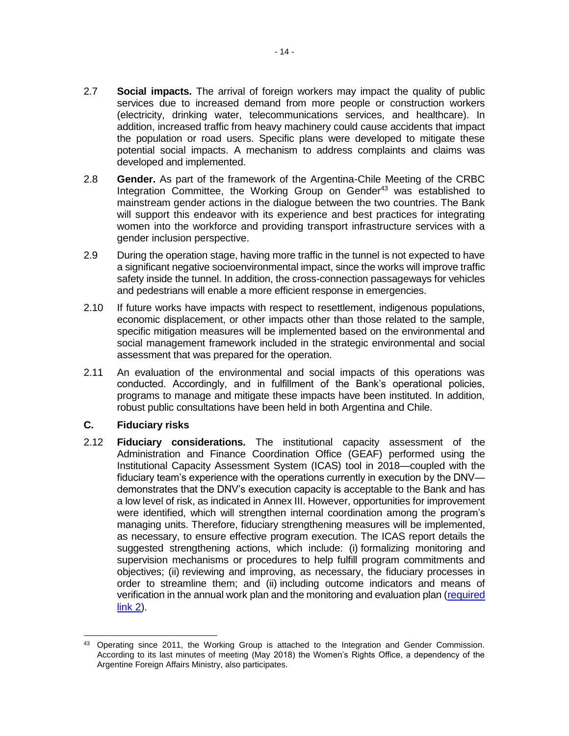2.7 **Social impacts.** The arrival of foreign workers may impact the quality of public services due to increased demand from more people or construction workers (electricity, drinking water, telecommunications services, and healthcare). In addition, increased traffic from heavy machinery could cause accidents that impact the population or road users. Specific plans were developed to mitigate these potential social impacts. A mechanism to address complaints and claims was developed and implemented.

2.8 **Gender.** As part of the framework of the Argentina-Chile Meeting of the CRBC Integration Committee, the Working Group on Gender[43] was established to mainstream gender actions in the dialogue between the two countries. The Bank will support this endeavor with its experience and best practices for integrating women into the workforce and providing transport infrastructure services with a gender inclusion perspective.

2.9 During the operation stage, having more traffic in the tunnel is not expected to have a significant negative socioenvironmental impact, since the works will improve traffic safety inside the tunnel. In addition, the cross-connection passageways for vehicles and pedestrians will enable a more efficient response in emergencies.

2.10 If future works have impacts with respect to resettlement, indigenous populations, economic displacement, or other impacts other than those related to the sample, specific mitigation measures will be implemented based on the environmental and social management framework included in the strategic environmental and social assessment that was prepared for the operation.

2.11 An evaluation of the environmental and social impacts of this operations was conducted. Accordingly, and in fulfillment of the Bank's operational policies, programs to manage and mitigate these impacts have been instituted. In addition, robust public consultations have been held in both Argentina and Chile.

## C. Fiduciary risks

2.12 **Fiduciary considerations.** The institutional capacity assessment of the Administration and Finance Coordination Office (GEAF) performed using the Institutional Capacity Assessment System (ICAS) tool in 2018—coupled with the fiduciary team's experience with the operations currently in execution by the DNV—demonstrates that the DNV's execution capacity is acceptable to the Bank and has a low level of risk, as indicated in Annex III. However, opportunities for improvement were identified, which will strengthen internal coordination among the program's managing units. Therefore, fiduciary strengthening measures will be implemented, as necessary, to ensure effective program execution. The ICAS report details the suggested strengthening actions, which include: (i) formalizing monitoring and supervision mechanisms or procedures to help fulfill program commitments and objectives; (ii) reviewing and improving, as necessary, the fiduciary processes in order to streamline them; and (ii) including outcome indicators and means of verification in the annual work plan and the monitoring and evaluation plan (required link 2).

[43] Operating since 2011, the Working Group is attached to the Integration and Gender Commission. According to its last minutes of meeting (May 2018) the Women's Rights Office, a dependency of the Argentine Foreign Affairs Ministry, also participates.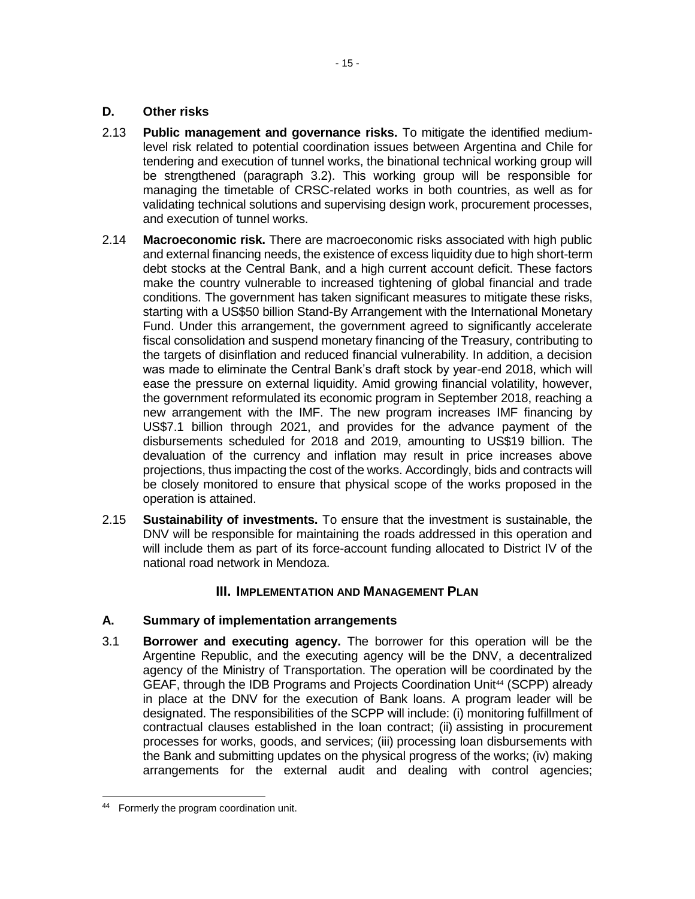## D. Other risks

2.13 **Public management and governance risks.** To mitigate the identified medium-level risk related to potential coordination issues between Argentina and Chile for tendering and execution of tunnel works, the binational technical working group will be strengthened (paragraph 3.2). This working group will be responsible for managing the timetable of CRSC-related works in both countries, as well as for validating technical solutions and supervising design work, procurement processes, and execution of tunnel works.

2.14 **Macroeconomic risk.** There are macroeconomic risks associated with high public and external financing needs, the existence of excess liquidity due to high short-term debt stocks at the Central Bank, and a high current account deficit. These factors make the country vulnerable to increased tightening of global financial and trade conditions. The government has taken significant measures to mitigate these risks, starting with a US$50 billion Stand-By Arrangement with the International Monetary Fund. Under this arrangement, the government agreed to significantly accelerate fiscal consolidation and suspend monetary financing of the Treasury, contributing to the targets of disinflation and reduced financial vulnerability. In addition, a decision was made to eliminate the Central Bank's draft stock by year-end 2018, which will ease the pressure on external liquidity. Amid growing financial volatility, however, the government reformulated its economic program in September 2018, reaching a new arrangement with the IMF. The new program increases IMF financing by US$7.1 billion through 2021, and provides for the advance payment of the disbursements scheduled for 2018 and 2019, amounting to US$19 billion. The devaluation of the currency and inflation may result in price increases above projections, thus impacting the cost of the works. Accordingly, bids and contracts will be closely monitored to ensure that physical scope of the works proposed in the operation is attained.

2.15 **Sustainability of investments.** To ensure that the investment is sustainable, the DNV will be responsible for maintaining the roads addressed in this operation and will include them as part of its force-account funding allocated to District IV of the national road network in Mendoza.

# III. Implementation and Management Plan

## A. Summary of implementation arrangements

3.1 **Borrower and executing agency.** The borrower for this operation will be the Argentine Republic, and the executing agency will be the DNV, a decentralized agency of the Ministry of Transportation. The operation will be coordinated by the GEAF, through the IDB Programs and Projects Coordination Unit[44] (SCPP) already in place at the DNV for the execution of Bank loans. A program leader will be designated. The responsibilities of the SCPP will include: (i) monitoring fulfillment of contractual clauses established in the loan contract; (ii) assisting in procurement processes for works, goods, and services; (iii) processing loan disbursements with the Bank and submitting updates on the physical progress of the works; (iv) making arrangements for the external audit and dealing with control agencies;

[44] Formerly the program coordination unit.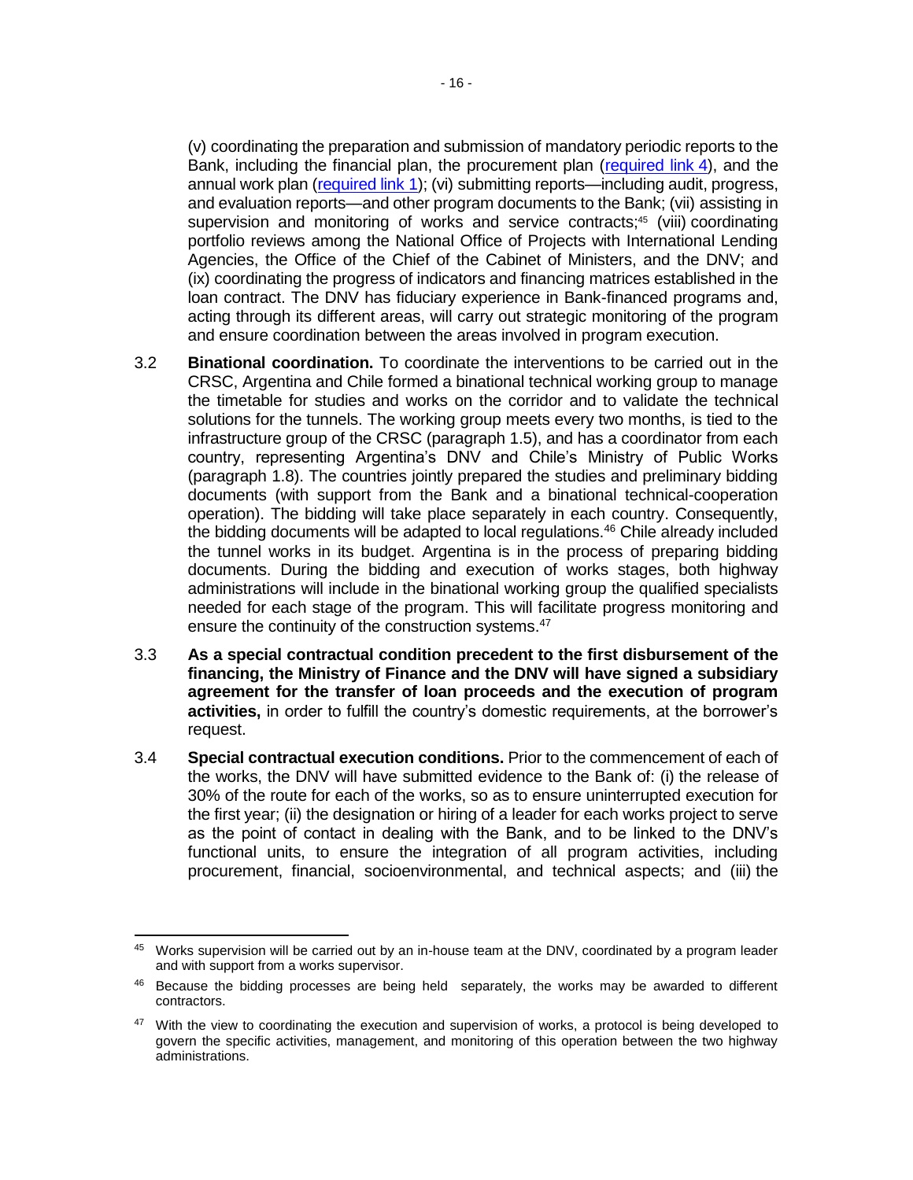(v) coordinating the preparation and submission of mandatory periodic reports to the Bank, including the financial plan, the procurement plan (required link 4), and the annual work plan (required link 1); (vi) submitting reports—including audit, progress, and evaluation reports—and other program documents to the Bank; (vii) assisting in supervision and monitoring of works and service contracts;[45] (viii) coordinating portfolio reviews among the National Office of Projects with International Lending Agencies, the Office of the Chief of the Cabinet of Ministers, and the DNV; and (ix) coordinating the progress of indicators and financing matrices established in the loan contract. The DNV has fiduciary experience in Bank-financed programs and, acting through its different areas, will carry out strategic monitoring of the program and ensure coordination between the areas involved in program execution.

3.2 **Binational coordination.** To coordinate the interventions to be carried out in the CRSC, Argentina and Chile formed a binational technical working group to manage the timetable for studies and works on the corridor and to validate the technical solutions for the tunnels. The working group meets every two months, is tied to the infrastructure group of the CRSC (paragraph 1.5), and has a coordinator from each country, representing Argentina's DNV and Chile's Ministry of Public Works (paragraph 1.8). The countries jointly prepared the studies and preliminary bidding documents (with support from the Bank and a binational technical-cooperation operation). The bidding will take place separately in each country. Consequently, the bidding documents will be adapted to local regulations.[46] Chile already included the tunnel works in its budget. Argentina is in the process of preparing bidding documents. During the bidding and execution of works stages, both highway administrations will include in the binational working group the qualified specialists needed for each stage of the program. This will facilitate progress monitoring and ensure the continuity of the construction systems.[47]

3.3 **As a special contractual condition precedent to the first disbursement of the financing, the Ministry of Finance and the DNV will have signed a subsidiary agreement for the transfer of loan proceeds and the execution of program activities,** in order to fulfill the country's domestic requirements, at the borrower's request.

3.4 **Special contractual execution conditions.** Prior to the commencement of each of the works, the DNV will have submitted evidence to the Bank of: (i) the release of 30% of the route for each of the works, so as to ensure uninterrupted execution for the first year; (ii) the designation or hiring of a leader for each works project to serve as the point of contact in dealing with the Bank, and to be linked to the DNV's functional units, to ensure the integration of all program activities, including procurement, financial, socioenvironmental, and technical aspects; and (iii) the

---

[45] Works supervision will be carried out by an in-house team at the DNV, coordinated by a program leader and with support from a works supervisor.

[46] Because the bidding processes are being held separately, the works may be awarded to different contractors.

[47] With the view to coordinating the execution and supervision of works, a protocol is being developed to govern the specific activities, management, and monitoring of this operation between the two highway administrations.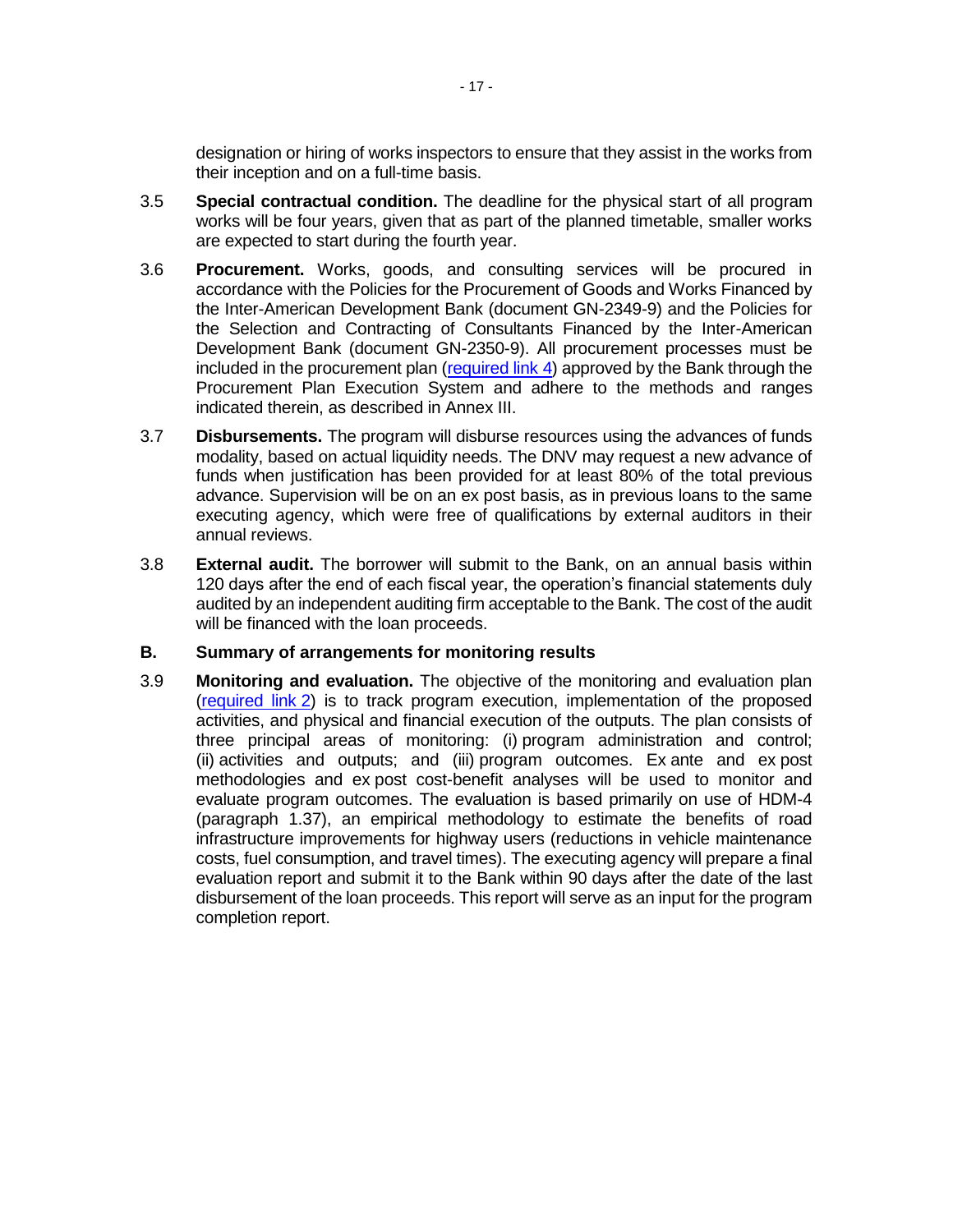designation or hiring of works inspectors to ensure that they assist in the works from their inception and on a full-time basis.

3.5 **Special contractual condition.** The deadline for the physical start of all program works will be four years, given that as part of the planned timetable, smaller works are expected to start during the fourth year.

3.6 **Procurement.** Works, goods, and consulting services will be procured in accordance with the Policies for the Procurement of Goods and Works Financed by the Inter-American Development Bank (document GN-2349-9) and the Policies for the Selection and Contracting of Consultants Financed by the Inter-American Development Bank (document GN-2350-9). All procurement processes must be included in the procurement plan (required link 4) approved by the Bank through the Procurement Plan Execution System and adhere to the methods and ranges indicated therein, as described in Annex III.

3.7 **Disbursements.** The program will disburse resources using the advances of funds modality, based on actual liquidity needs. The DNV may request a new advance of funds when justification has been provided for at least 80% of the total previous advance. Supervision will be on an ex post basis, as in previous loans to the same executing agency, which were free of qualifications by external auditors in their annual reviews.

3.8 **External audit.** The borrower will submit to the Bank, on an annual basis within 120 days after the end of each fiscal year, the operation's financial statements duly audited by an independent auditing firm acceptable to the Bank. The cost of the audit will be financed with the loan proceeds.

## B. Summary of arrangements for monitoring results

3.9 **Monitoring and evaluation.** The objective of the monitoring and evaluation plan (required link 2) is to track program execution, implementation of the proposed activities, and physical and financial execution of the outputs. The plan consists of three principal areas of monitoring: (i) program administration and control; (ii) activities and outputs; and (iii) program outcomes. Ex ante and ex post methodologies and ex post cost-benefit analyses will be used to monitor and evaluate program outcomes. The evaluation is based primarily on use of HDM-4 (paragraph 1.37), an empirical methodology to estimate the benefits of road infrastructure improvements for highway users (reductions in vehicle maintenance costs, fuel consumption, and travel times). The executing agency will prepare a final evaluation report and submit it to the Bank within 90 days after the date of the last disbursement of the loan proceeds. This report will serve as an input for the program completion report.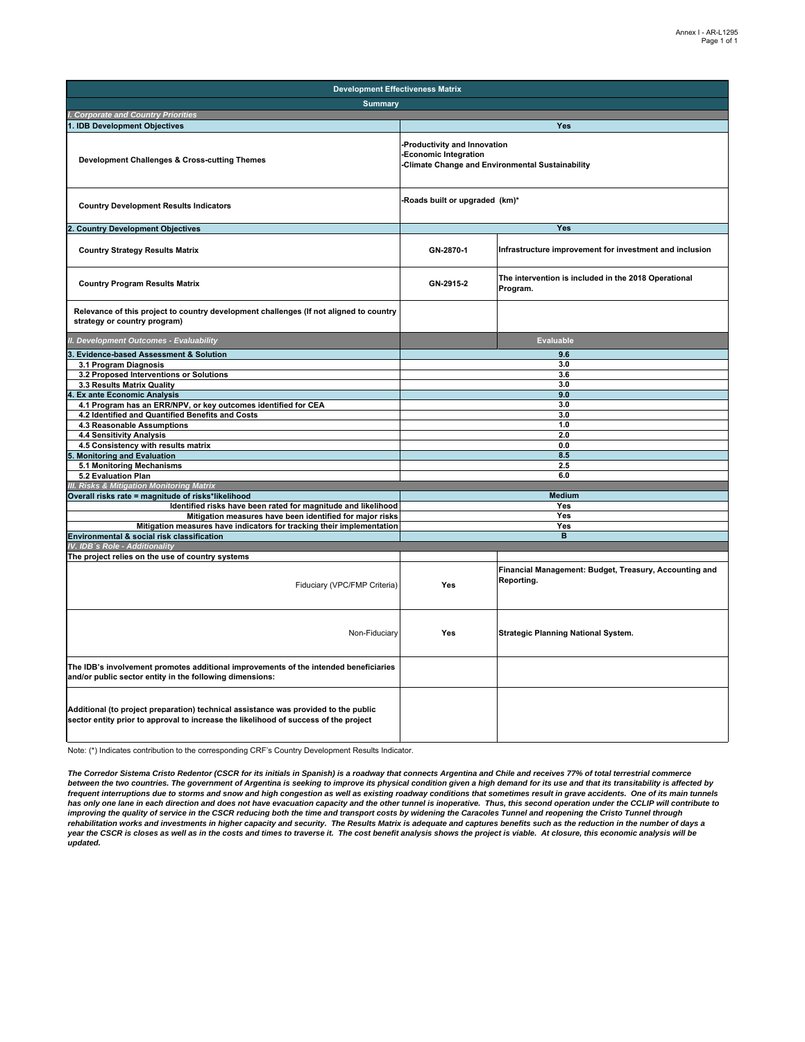| Development Effectiveness Matrix | | |
|---|---|---|
| **Summary** | | |
| *I. Corporate and Country Priorities* | | |
| **1. IDB Development Objectives** | **Yes** | |
| **Development Challenges & Cross-cutting Themes** | -Productivity and Innovation<br>-Economic Integration<br>-Climate Change and Environmental Sustainability | |
| **Country Development Results Indicators** | -Roads built or upgraded (km)* | |
| **2. Country Development Objectives** | **Yes** | |
| **Country Strategy Results Matrix** | GN-2870-1 | Infrastructure improvement for investment and inclusion |
| **Country Program Results Matrix** | GN-2915-2 | The intervention is included in the 2018 Operational Program. |
| **Relevance of this project to country development challenges (If not aligned to country strategy or country program)** | | |
| *II. Development Outcomes - Evaluability* | | Evaluable |
| **3. Evidence-based Assessment & Solution** | 9.6 | |
| 3.1 Program Diagnosis | 3.0 | |
| 3.2 Proposed Interventions or Solutions | 3.6 | |
| 3.3 Results Matrix Quality | 3.0 | |
| **4. Ex ante Economic Analysis** | 9.0 | |
| 4.1 Program has an ERR/NPV, or key outcomes identified for CEA | 3.0 | |
| 4.2 Identified and Quantified Benefits and Costs | 3.0 | |
| 4.3 Reasonable Assumptions | 1.0 | |
| 4.4 Sensitivity Analysis | 2.0 | |
| 4.5 Consistency with results matrix | 0.0 | |
| **5. Monitoring and Evaluation** | 8.5 | |
| 5.1 Monitoring Mechanisms | 2.5 | |
| 5.2 Evaluation Plan | 6.0 | |
| *III. Risks & Mitigation Monitoring Matrix* | | |
| **Overall risks rate = magnitude of risks*likelihood** | Medium | |
| Identified risks have been rated for magnitude and likelihood | Yes | |
| Mitigation measures have been identified for major risks | Yes | |
| Mitigation measures have indicators for tracking their implementation | Yes | |
| **Environmental & social risk classification** | B | |
| *IV. IDB´s Role - Additionality* | | |
| **The project relies on the use of country systems** | | |
| Fiduciary (VPC/FMP Criteria) | Yes | Financial Management: Budget, Treasury, Accounting and Reporting. |
| Non-Fiduciary | Yes | Strategic Planning National System. |
| **The IDB's involvement promotes additional improvements of the intended beneficiaries and/or public sector entity in the following dimensions:** | | |
| **Additional (to project preparation) technical assistance was provided to the public sector entity prior to approval to increase the likelihood of success of the project** | | |

Note: (*) Indicates contribution to the corresponding CRF's Country Development Results Indicator.

***The Corredor Sistema Cristo Redentor (CSCR for its initials in Spanish) is a roadway that connects Argentina and Chile and receives 77% of total terrestrial commerce between the two countries. The government of Argentina is seeking to improve its physical condition given a high demand for its use and that its transitability is affected by frequent interruptions due to storms and snow and high congestion as well as existing roadway conditions that sometimes result in grave accidents. One of its main tunnels has only one lane in each direction and does not have evacuation capacity and the other tunnel is inoperative. Thus, this second operation under the CCLIP will contribute to improving the quality of service in the CSCR reducing both the time and transport costs by widening the Caracoles Tunnel and reopening the Cristo Tunnel through rehabilitation works and investments in higher capacity and security. The Results Matrix is adequate and captures benefits such as the reduction in the number of days a year the CSCR is closes as well as in the costs and times to traverse it. The cost benefit analysis shows the project is viable. At closure, this economic analysis will be updated.***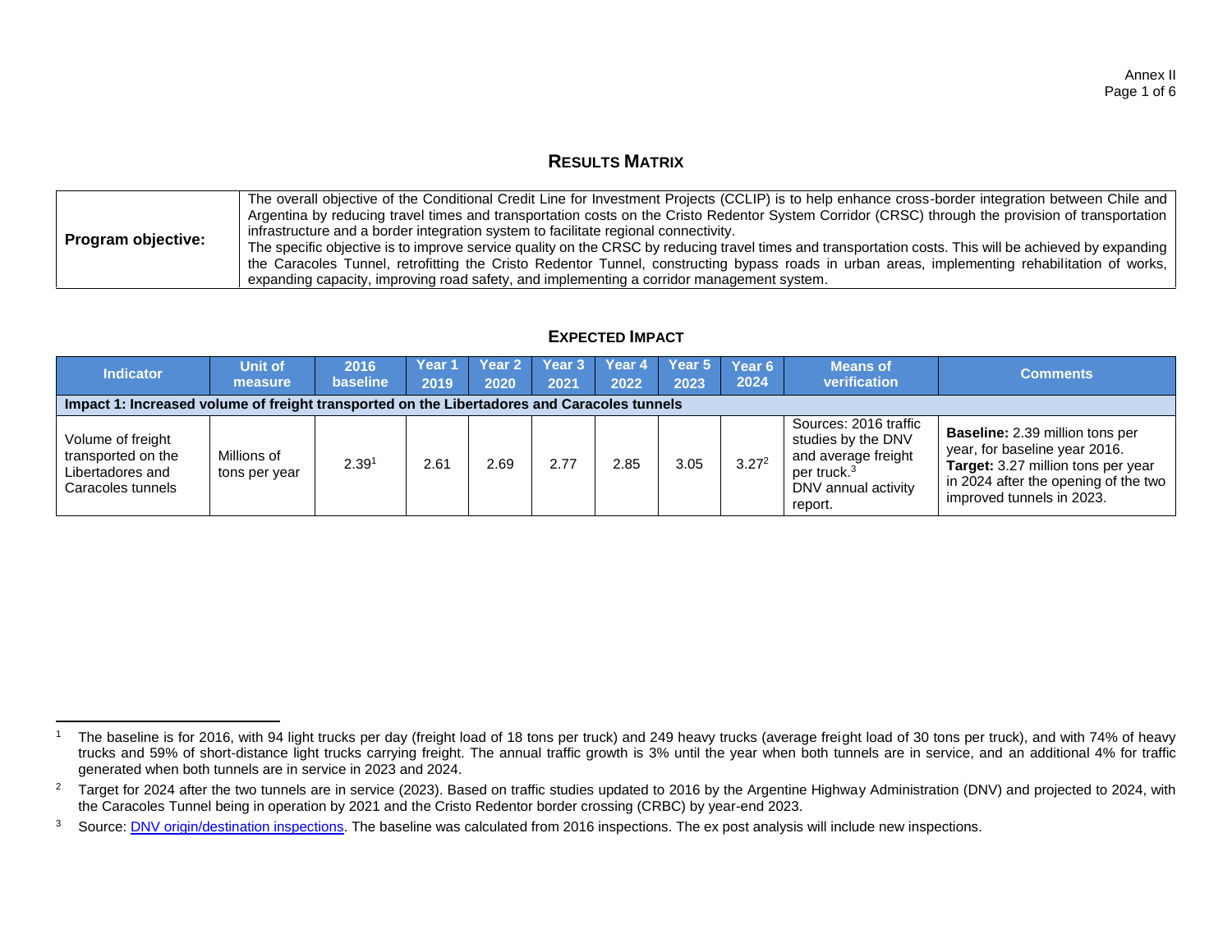## RESULTS MATRIX

| | |
|---|---|
| **Program objective:** | The overall objective of the Conditional Credit Line for Investment Projects (CCLIP) is to help enhance cross-border integration between Chile and Argentina by reducing travel times and transportation costs on the Cristo Redentor System Corridor (CRSC) through the provision of transportation infrastructure and a border integration system to facilitate regional connectivity. The specific objective is to improve service quality on the CRSC by reducing travel times and transportation costs. This will be achieved by expanding the Caracoles Tunnel, retrofitting the Cristo Redentor Tunnel, constructing bypass roads in urban areas, implementing rehabilitation of works, expanding capacity, improving road safety, and implementing a corridor management system. |

### EXPECTED IMPACT

| Indicator | Unit of measure | 2016 baseline | Year 1 2019 | Year 2 2020 | Year 3 2021 | Year 4 2022 | Year 5 2023 | Year 6 2024 | Means of verification | Comments |
|---|---|---|---|---|---|---|---|---|---|---|
| **Impact 1: Increased volume of freight transported on the Libertadores and Caracoles tunnels** | | | | | | | | | | |
| Volume of freight transported on the Libertadores and Caracoles tunnels | Millions of tons per year | 2.39[1] | 2.61 | 2.69 | 2.77 | 2.85 | 3.05 | 3.27[2] | Sources: 2016 traffic studies by the DNV and average freight per truck.[3] DNV annual activity report. | **Baseline:** 2.39 million tons per year, for baseline year 2016. **Target:** 3.27 million tons per year in 2024 after the opening of the two improved tunnels in 2023. |

---

[1] The baseline is for 2016, with 94 light trucks per day (freight load of 18 tons per truck) and 249 heavy trucks (average freight load of 30 tons per truck), and with 74% of heavy trucks and 59% of short-distance light trucks carrying freight. The annual traffic growth is 3% until the year when both tunnels are in service, and an additional 4% for traffic generated when both tunnels are in service in 2023 and 2024.

[2] Target for 2024 after the two tunnels are in service (2023). Based on traffic studies updated to 2016 by the Argentine Highway Administration (DNV) and projected to 2024, with the Caracoles Tunnel being in operation by 2021 and the Cristo Redentor border crossing (CRBC) by year-end 2023.

[3] Source: DNV origin/destination inspections. The baseline was calculated from 2016 inspections. The ex post analysis will include new inspections.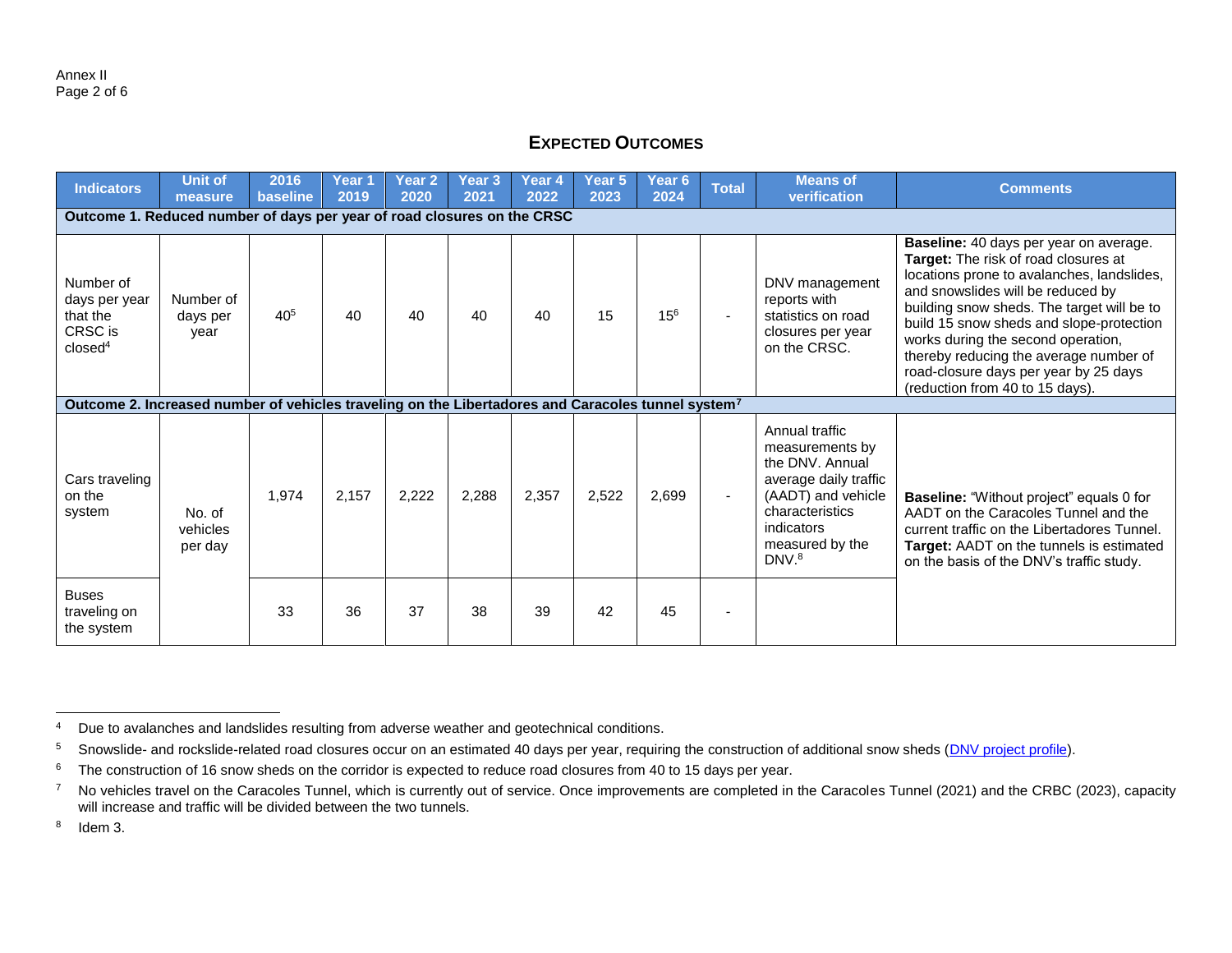## EXPECTED OUTCOMES

| Indicators | Unit of measure | 2016 baseline | Year 1 2019 | Year 2 2020 | Year 3 2021 | Year 4 2022 | Year 5 2023 | Year 6 2024 | Total | Means of verification | Comments |
|---|---|---|---|---|---|---|---|---|---|---|---|
| **Outcome 1. Reduced number of days per year of road closures on the CRSC** | | | | | | | | | | | |
| Number of days per year that the CRSC is closed[4] | Number of days per year | 40[5] | 40 | 40 | 40 | 40 | 15 | 15[6] | - | DNV management reports with statistics on road closures per year on the CRSC. | **Baseline:** 40 days per year on average. **Target:** The risk of road closures at locations prone to avalanches, landslides, and snowslides will be reduced by building snow sheds. The target will be to build 15 snow sheds and slope-protection works during the second operation, thereby reducing the average number of road-closure days per year by 25 days (reduction from 40 to 15 days). |
| **Outcome 2. Increased number of vehicles traveling on the Libertadores and Caracoles tunnel system[7]** | | | | | | | | | | | |
| Cars traveling on the system | No. of vehicles per day | 1,974 | 2,157 | 2,222 | 2,288 | 2,357 | 2,522 | 2,699 | - | Annual traffic measurements by the DNV. Annual average daily traffic (AADT) and vehicle characteristics indicators measured by the DNV.[8] | **Baseline:** "Without project" equals 0 for AADT on the Caracoles Tunnel and the current traffic on the Libertadores Tunnel. **Target:** AADT on the tunnels is estimated on the basis of the DNV's traffic study. |
| Buses traveling on the system | | 33 | 36 | 37 | 38 | 39 | 42 | 45 | - | | |

[4] Due to avalanches and landslides resulting from adverse weather and geotechnical conditions.

[5] Snowslide- and rockslide-related road closures occur on an estimated 40 days per year, requiring the construction of additional snow sheds (DNV project profile).

[6] The construction of 16 snow sheds on the corridor is expected to reduce road closures from 40 to 15 days per year.

[7] No vehicles travel on the Caracoles Tunnel, which is currently out of service. Once improvements are completed in the Caracoles Tunnel (2021) and the CRBC (2023), capacity will increase and traffic will be divided between the two tunnels.

[8] Idem 3.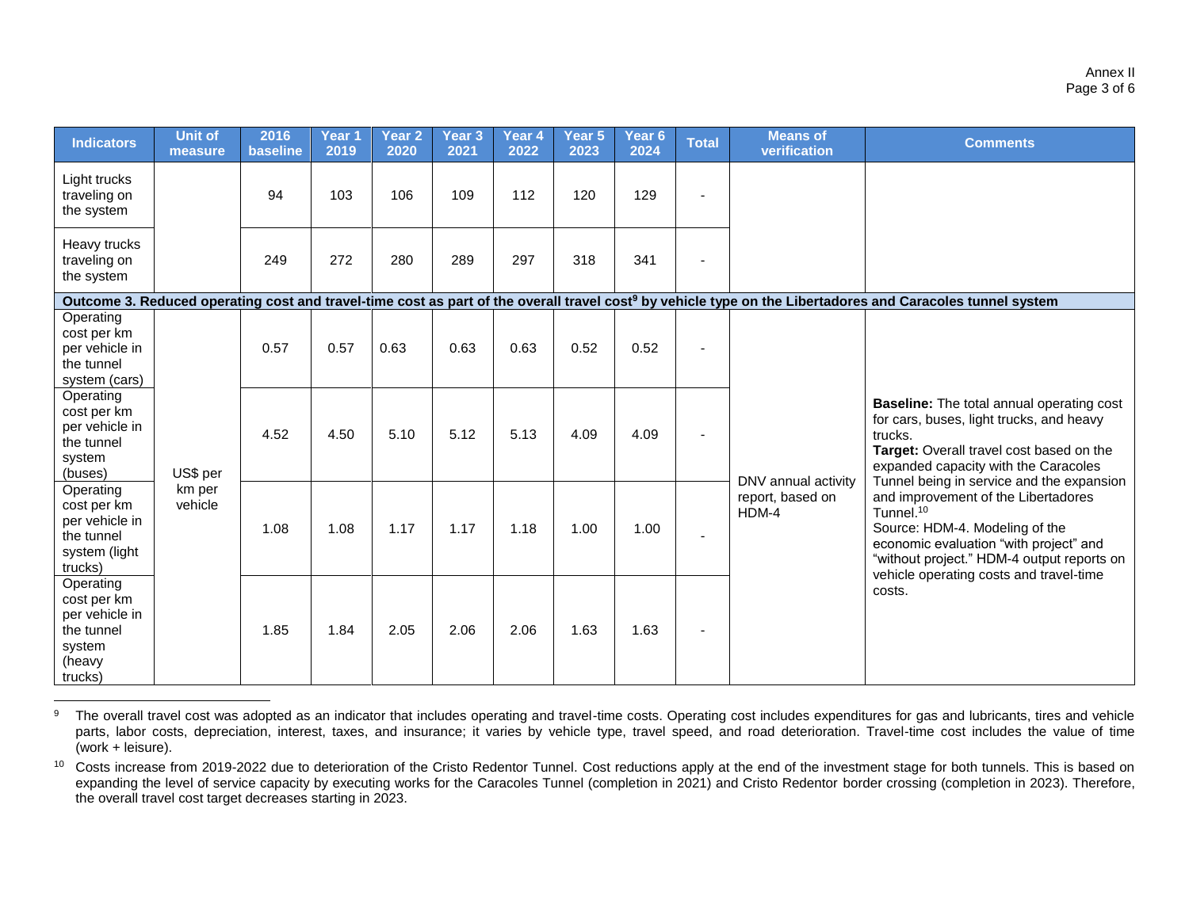| Indicators | Unit of measure | 2016 baseline | Year 1 2019 | Year 2 2020 | Year 3 2021 | Year 4 2022 | Year 5 2023 | Year 6 2024 | Total | Means of verification | Comments |
|---|---|---|---|---|---|---|---|---|---|---|---|
| Light trucks traveling on the system | | 94 | 103 | 106 | 109 | 112 | 120 | 129 | - | | |
| Heavy trucks traveling on the system | | 249 | 272 | 280 | 289 | 297 | 318 | 341 | - | | |
| **Outcome 3. Reduced operating cost and travel-time cost as part of the overall travel cost[9] by vehicle type on the Libertadores and Caracoles tunnel system** | | | | | | | | | | | |
| Operating cost per km per vehicle in the tunnel system (cars) | US$ per km per vehicle | 0.57 | 0.57 | 0.63 | 0.63 | 0.63 | 0.52 | 0.52 | - | DNV annual activity report, based on HDM-4 | **Baseline:** The total annual operating cost for cars, buses, light trucks, and heavy trucks.<br>**Target:** Overall travel cost based on the expanded capacity with the Caracoles Tunnel being in service and the expansion and improvement of the Libertadores Tunnel.[10]<br>Source: HDM-4. Modeling of the economic evaluation "with project" and "without project." HDM-4 output reports on vehicle operating costs and travel-time costs. |
| Operating cost per km per vehicle in the tunnel system (buses) | | 4.52 | 4.50 | 5.10 | 5.12 | 5.13 | 4.09 | 4.09 | - | | |
| Operating cost per km per vehicle in the tunnel system (light trucks) | | 1.08 | 1.08 | 1.17 | 1.17 | 1.18 | 1.00 | 1.00 | - | | |
| Operating cost per km per vehicle in the tunnel system (heavy trucks) | | 1.85 | 1.84 | 2.05 | 2.06 | 2.06 | 1.63 | 1.63 | - | | |

[9] The overall travel cost was adopted as an indicator that includes operating and travel-time costs. Operating cost includes expenditures for gas and lubricants, tires and vehicle parts, labor costs, depreciation, interest, taxes, and insurance; it varies by vehicle type, travel speed, and road deterioration. Travel-time cost includes the value of time (work + leisure).

[10] Costs increase from 2019-2022 due to deterioration of the Cristo Redentor Tunnel. Cost reductions apply at the end of the investment stage for both tunnels. This is based on expanding the level of service capacity by executing works for the Caracoles Tunnel (completion in 2021) and Cristo Redentor border crossing (completion in 2023). Therefore, the overall travel cost target decreases starting in 2023.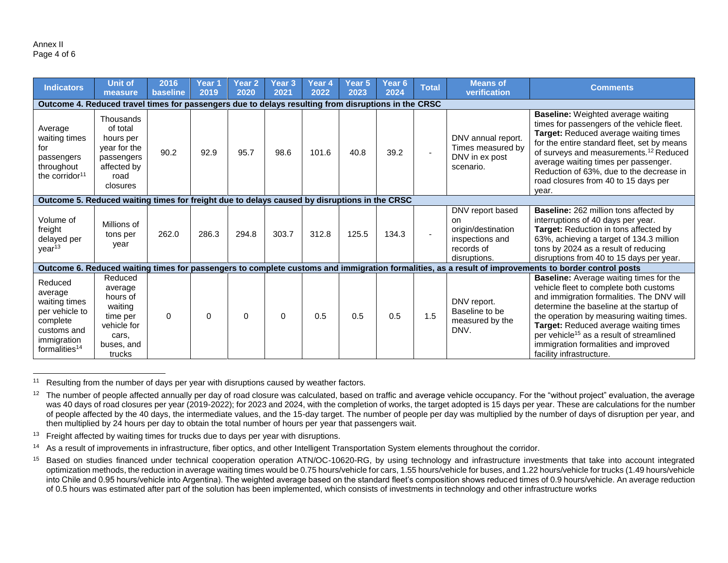| Indicators | Unit of measure | 2016 baseline | Year 1 2019 | Year 2 2020 | Year 3 2021 | Year 4 2022 | Year 5 2023 | Year 6 2024 | Total | Means of verification | Comments |
|---|---|---|---|---|---|---|---|---|---|---|---|
| **Outcome 4. Reduced travel times for passengers due to delays resulting from disruptions in the CRSC** | | | | | | | | | | | |
| Average waiting times for passengers throughout the corridor[11] | Thousands of total hours per year for the passengers affected by road closures | 90.2 | 92.9 | 95.7 | 98.6 | 101.6 | 40.8 | 39.2 | - | DNV annual report. Times measured by DNV in ex post scenario. | **Baseline:** Weighted average waiting times for passengers of the vehicle fleet. **Target:** Reduced average waiting times for the entire standard fleet, set by means of surveys and measurements.[12] Reduced average waiting times per passenger. Reduction of 63%, due to the decrease in road closures from 40 to 15 days per year. |
| **Outcome 5. Reduced waiting times for freight due to delays caused by disruptions in the CRSC** | | | | | | | | | | | |
| Volume of freight delayed per year[13] | Millions of tons per year | 262.0 | 286.3 | 294.8 | 303.7 | 312.8 | 125.5 | 134.3 | - | DNV report based on origin/destination inspections and records of disruptions. | **Baseline:** 262 million tons affected by interruptions of 40 days per year. **Target:** Reduction in tons affected by 63%, achieving a target of 134.3 million tons by 2024 as a result of reducing disruptions from 40 to 15 days per year. |
| **Outcome 6. Reduced waiting times for passengers to complete customs and immigration formalities, as a result of improvements to border control posts** | | | | | | | | | | | |
| Reduced average waiting times per vehicle to complete customs and immigration formalities[14] | Reduced average hours of waiting time per vehicle for cars, buses, and trucks | 0 | 0 | 0 | 0 | 0.5 | 0.5 | 0.5 | 1.5 | DNV report. Baseline to be measured by the DNV. | **Baseline:** Average waiting times for the vehicle fleet to complete both customs and immigration formalities. The DNV will determine the baseline at the startup of the operation by measuring waiting times. **Target:** Reduced average waiting times per vehicle[15] as a result of streamlined immigration formalities and improved facility infrastructure. |

[11] Resulting from the number of days per year with disruptions caused by weather factors.

[12] The number of people affected annually per day of road closure was calculated, based on traffic and average vehicle occupancy. For the "without project" evaluation, the average was 40 days of road closures per year (2019-2022); for 2023 and 2024, with the completion of works, the target adopted is 15 days per year. These are calculations for the number of people affected by the 40 days, the intermediate values, and the 15-day target. The number of people per day was multiplied by the number of days of disruption per year, and then multiplied by 24 hours per day to obtain the total number of hours per year that passengers wait.

[13] Freight affected by waiting times for trucks due to days per year with disruptions.

[14] As a result of improvements in infrastructure, fiber optics, and other Intelligent Transportation System elements throughout the corridor.

[15] Based on studies financed under technical cooperation operation ATN/OC-10620-RG, by using technology and infrastructure investments that take into account integrated optimization methods, the reduction in average waiting times would be 0.75 hours/vehicle for cars, 1.55 hours/vehicle for buses, and 1.22 hours/vehicle for trucks (1.49 hours/vehicle into Chile and 0.95 hours/vehicle into Argentina). The weighted average based on the standard fleet's composition shows reduced times of 0.9 hours/vehicle. An average reduction of 0.5 hours was estimated after part of the solution has been implemented, which consists of investments in technology and other infrastructure works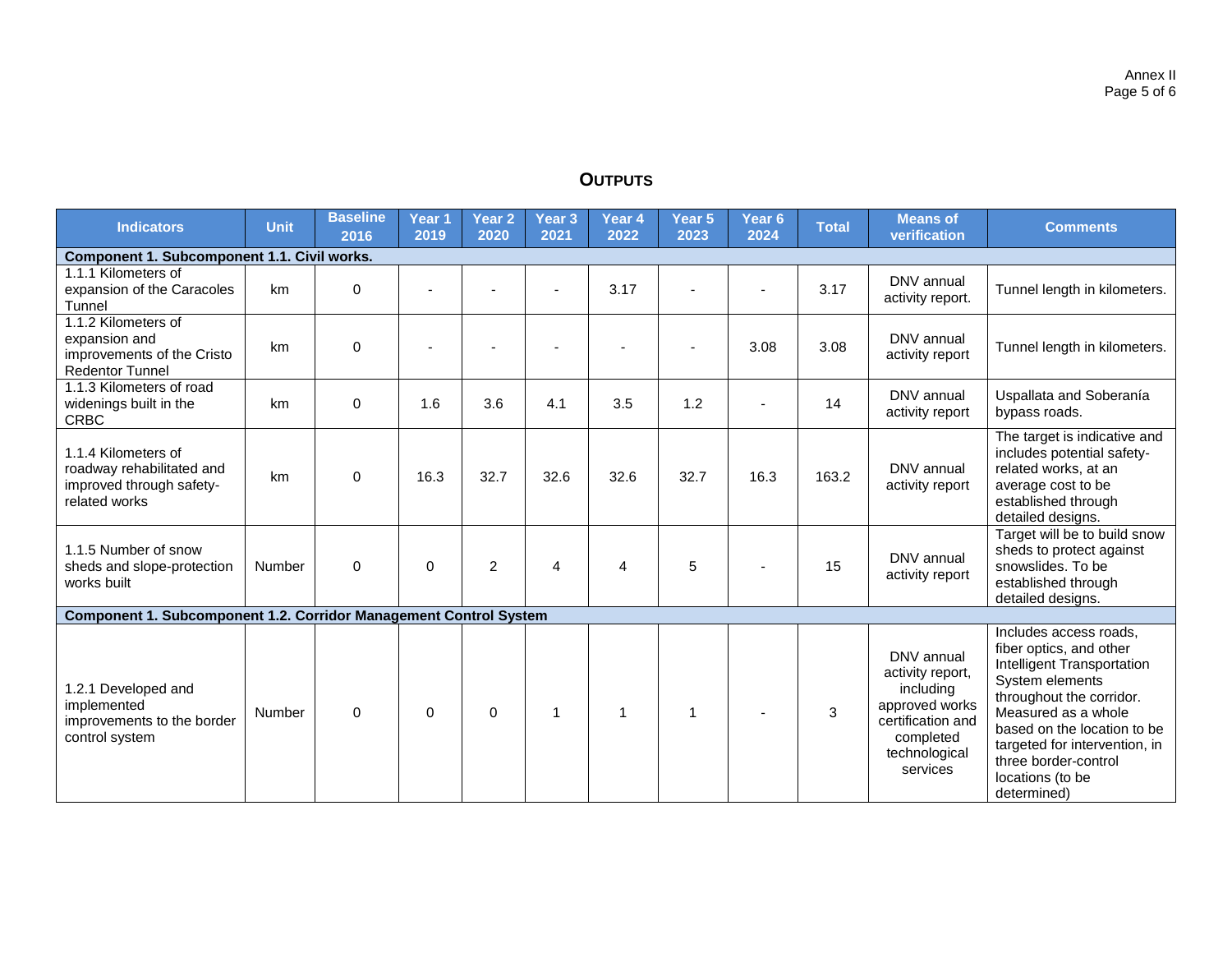## OUTPUTS

| Indicators | Unit | Baseline 2016 | Year 1 2019 | Year 2 2020 | Year 3 2021 | Year 4 2022 | Year 5 2023 | Year 6 2024 | Total | Means of verification | Comments |
|---|---|---|---|---|---|---|---|---|---|---|---|
| **Component 1. Subcomponent 1.1. Civil works.** | | | | | | | | | | | |
| 1.1.1 Kilometers of expansion of the Caracoles Tunnel | km | 0 | - | - | - | 3.17 | - | - | 3.17 | DNV annual activity report. | Tunnel length in kilometers. |
| 1.1.2 Kilometers of expansion and improvements of the Cristo Redentor Tunnel | km | 0 | - | - | - | - | - | 3.08 | 3.08 | DNV annual activity report | Tunnel length in kilometers. |
| 1.1.3 Kilometers of road widenings built in the CRBC | km | 0 | 1.6 | 3.6 | 4.1 | 3.5 | 1.2 | - | 14 | DNV annual activity report | Uspallata and Soberanía bypass roads. |
| 1.1.4 Kilometers of roadway rehabilitated and improved through safety-related works | km | 0 | 16.3 | 32.7 | 32.6 | 32.6 | 32.7 | 16.3 | 163.2 | DNV annual activity report | The target is indicative and includes potential safety-related works, at an average cost to be established through detailed designs. |
| 1.1.5 Number of snow sheds and slope-protection works built | Number | 0 | 0 | 2 | 4 | 4 | 5 | - | 15 | DNV annual activity report | Target will be to build snow sheds to protect against snowslides. To be established through detailed designs. |
| **Component 1. Subcomponent 1.2. Corridor Management Control System** | | | | | | | | | | | |
| 1.2.1 Developed and implemented improvements to the border control system | Number | 0 | 0 | 0 | 1 | 1 | 1 | - | 3 | DNV annual activity report, including approved works certification and completed technological services | Includes access roads, fiber optics, and other Intelligent Transportation System elements throughout the corridor. Measured as a whole based on the location to be targeted for intervention, in three border-control locations (to be determined) |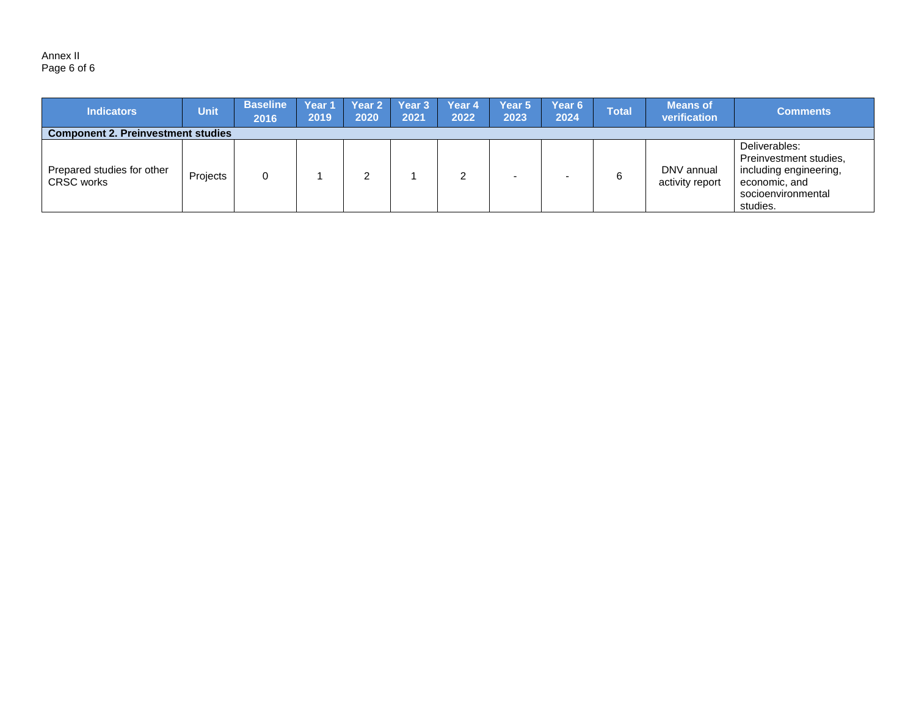| Indicators | Unit | Baseline 2016 | Year 1 2019 | Year 2 2020 | Year 3 2021 | Year 4 2022 | Year 5 2023 | Year 6 2024 | Total | Means of verification | Comments |
|---|---|---|---|---|---|---|---|---|---|---|---|
| **Component 2. Preinvestment studies** | | | | | | | | | | | |
| Prepared studies for other CRSC works | Projects | 0 | 1 | 2 | 1 | 2 | - | - | 6 | DNV annual activity report | Deliverables: Preinvestment studies, including engineering, economic, and socioenvironmental studies. |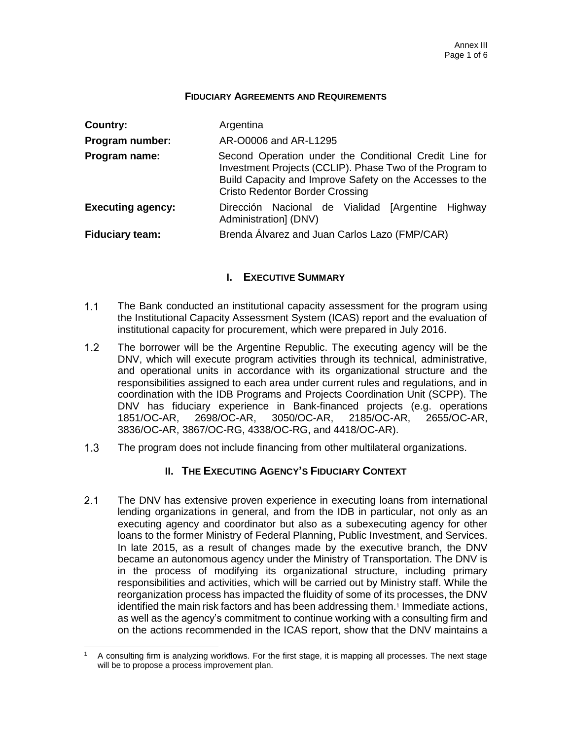**FIDUCIARY AGREEMENTS AND REQUIREMENTS**

| | |
|---|---|
| **Country:** | Argentina |
| **Program number:** | AR-O0006 and AR-L1295 |
| **Program name:** | Second Operation under the Conditional Credit Line for Investment Projects (CCLIP). Phase Two of the Program to Build Capacity and Improve Safety on the Accesses to the Cristo Redentor Border Crossing |
| **Executing agency:** | Dirección Nacional de Vialidad [Argentine Highway Administration] (DNV) |
| **Fiduciary team:** | Brenda Álvarez and Juan Carlos Lazo (FMP/CAR) |

## I. EXECUTIVE SUMMARY

1.1 The Bank conducted an institutional capacity assessment for the program using the Institutional Capacity Assessment System (ICAS) report and the evaluation of institutional capacity for procurement, which were prepared in July 2016.

1.2 The borrower will be the Argentine Republic. The executing agency will be the DNV, which will execute program activities through its technical, administrative, and operational units in accordance with its organizational structure and the responsibilities assigned to each area under current rules and regulations, and in coordination with the IDB Programs and Projects Coordination Unit (SCPP). The DNV has fiduciary experience in Bank-financed projects (e.g. operations 1851/OC-AR, 2698/OC-AR, 3050/OC-AR, 2185/OC-AR, 2655/OC-AR, 3836/OC-AR, 3867/OC-RG, 4338/OC-RG, and 4418/OC-AR).

1.3 The program does not include financing from other multilateral organizations.

## II. THE EXECUTING AGENCY'S FIDUCIARY CONTEXT

2.1 The DNV has extensive proven experience in executing loans from international lending organizations in general, and from the IDB in particular, not only as an executing agency and coordinator but also as a subexecuting agency for other loans to the former Ministry of Federal Planning, Public Investment, and Services. In late 2015, as a result of changes made by the executive branch, the DNV became an autonomous agency under the Ministry of Transportation. The DNV is in the process of modifying its organizational structure, including primary responsibilities and activities, which will be carried out by Ministry staff. While the reorganization process has impacted the fluidity of some of its processes, the DNV identified the main risk factors and has been addressing them.[1] Immediate actions, as well as the agency's commitment to continue working with a consulting firm and on the actions recommended in the ICAS report, show that the DNV maintains a

[1] A consulting firm is analyzing workflows. For the first stage, it is mapping all processes. The next stage will be to propose a process improvement plan.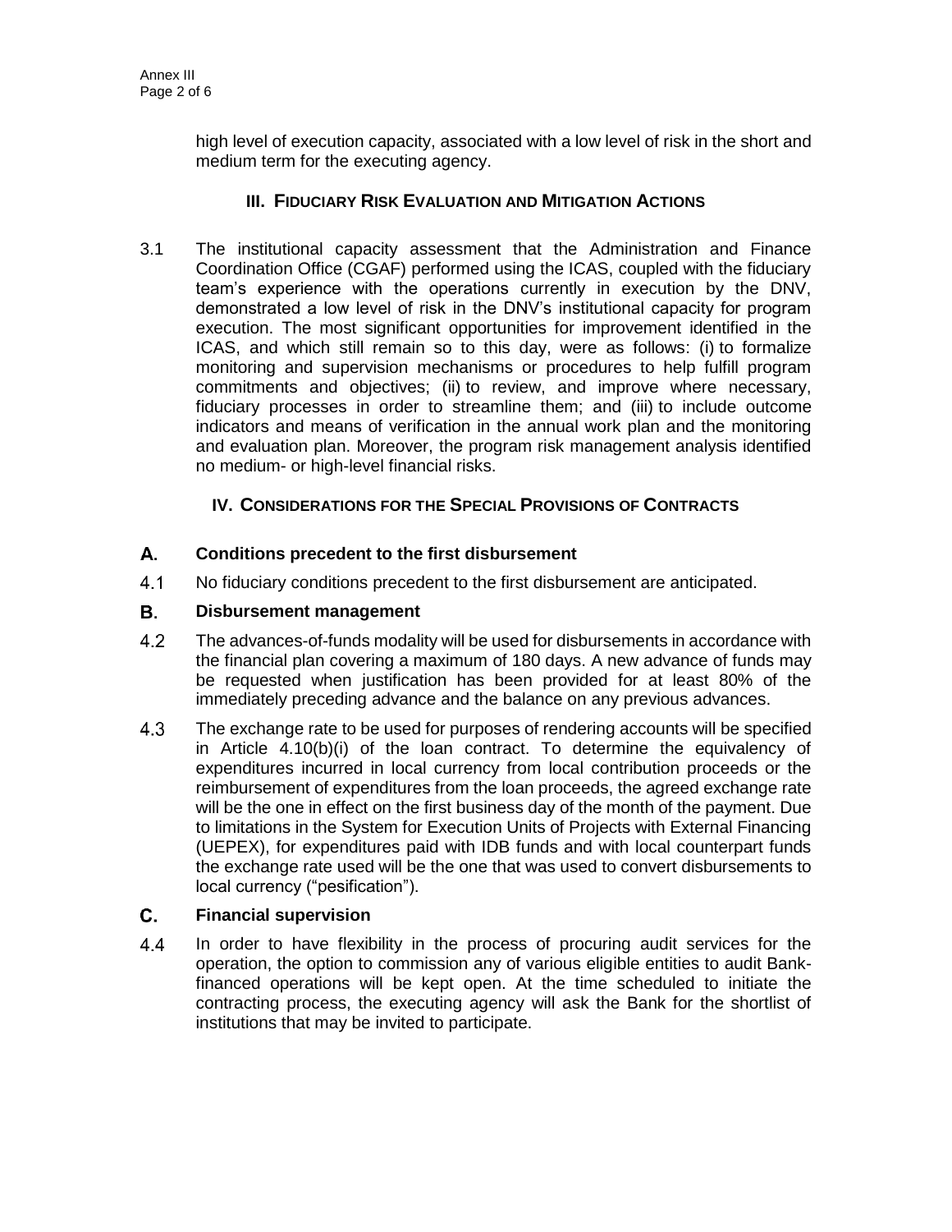high level of execution capacity, associated with a low level of risk in the short and medium term for the executing agency.

## III. FIDUCIARY RISK EVALUATION AND MITIGATION ACTIONS

3.1 The institutional capacity assessment that the Administration and Finance Coordination Office (CGAF) performed using the ICAS, coupled with the fiduciary team's experience with the operations currently in execution by the DNV, demonstrated a low level of risk in the DNV's institutional capacity for program execution. The most significant opportunities for improvement identified in the ICAS, and which still remain so to this day, were as follows: (i) to formalize monitoring and supervision mechanisms or procedures to help fulfill program commitments and objectives; (ii) to review, and improve where necessary, fiduciary processes in order to streamline them; and (iii) to include outcome indicators and means of verification in the annual work plan and the monitoring and evaluation plan. Moreover, the program risk management analysis identified no medium- or high-level financial risks.

## IV. CONSIDERATIONS FOR THE SPECIAL PROVISIONS OF CONTRACTS

### A. Conditions precedent to the first disbursement

4.1 No fiduciary conditions precedent to the first disbursement are anticipated.

### B. Disbursement management

4.2 The advances-of-funds modality will be used for disbursements in accordance with the financial plan covering a maximum of 180 days. A new advance of funds may be requested when justification has been provided for at least 80% of the immediately preceding advance and the balance on any previous advances.

4.3 The exchange rate to be used for purposes of rendering accounts will be specified in Article 4.10(b)(i) of the loan contract. To determine the equivalency of expenditures incurred in local currency from local contribution proceeds or the reimbursement of expenditures from the loan proceeds, the agreed exchange rate will be the one in effect on the first business day of the month of the payment. Due to limitations in the System for Execution Units of Projects with External Financing (UEPEX), for expenditures paid with IDB funds and with local counterpart funds the exchange rate used will be the one that was used to convert disbursements to local currency ("pesification").

### C. Financial supervision

4.4 In order to have flexibility in the process of procuring audit services for the operation, the option to commission any of various eligible entities to audit Bank-financed operations will be kept open. At the time scheduled to initiate the contracting process, the executing agency will ask the Bank for the shortlist of institutions that may be invited to participate.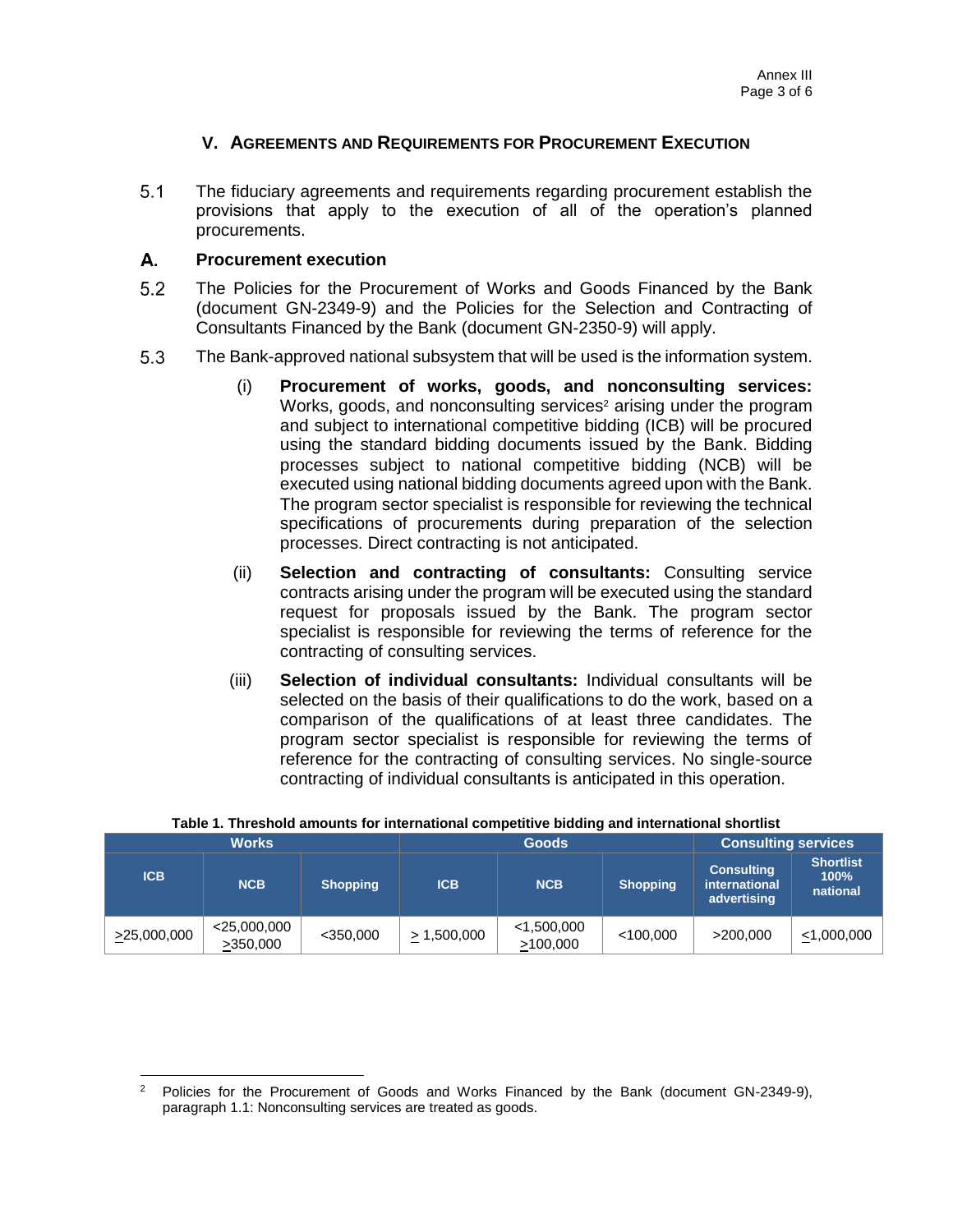## V. Agreements and Requirements for Procurement Execution

5.1 The fiduciary agreements and requirements regarding procurement establish the provisions that apply to the execution of all of the operation's planned procurements.

### A. Procurement execution

5.2 The Policies for the Procurement of Works and Goods Financed by the Bank (document GN-2349-9) and the Policies for the Selection and Contracting of Consultants Financed by the Bank (document GN-2350-9) will apply.

5.3 The Bank-approved national subsystem that will be used is the information system.

(i) **Procurement of works, goods, and nonconsulting services:** Works, goods, and nonconsulting services[2] arising under the program and subject to international competitive bidding (ICB) will be procured using the standard bidding documents issued by the Bank. Bidding processes subject to national competitive bidding (NCB) will be executed using national bidding documents agreed upon with the Bank. The program sector specialist is responsible for reviewing the technical specifications of procurements during preparation of the selection processes. Direct contracting is not anticipated.

(ii) **Selection and contracting of consultants:** Consulting service contracts arising under the program will be executed using the standard request for proposals issued by the Bank. The program sector specialist is responsible for reviewing the terms of reference for the contracting of consulting services.

(iii) **Selection of individual consultants:** Individual consultants will be selected on the basis of their qualifications to do the work, based on a comparison of the qualifications of at least three candidates. The program sector specialist is responsible for reviewing the terms of reference for the contracting of consulting services. No single-source contracting of individual consultants is anticipated in this operation.

**Table 1. Threshold amounts for international competitive bidding and international shortlist**

| Works | | | Goods | | | Consulting services | |
|---|---|---|---|---|---|---|---|
| ICB | NCB | Shopping | ICB | NCB | Shopping | Consulting international advertising | Shortlist 100% national |
| ≥25,000,000 | <25,000,000 ≥350,000 | <350,000 | ≥ 1,500,000 | <1,500,000 ≥100,000 | <100,000 | >200,000 | ≤1,000,000 |

[2] Policies for the Procurement of Goods and Works Financed by the Bank (document GN-2349-9), paragraph 1.1: Nonconsulting services are treated as goods.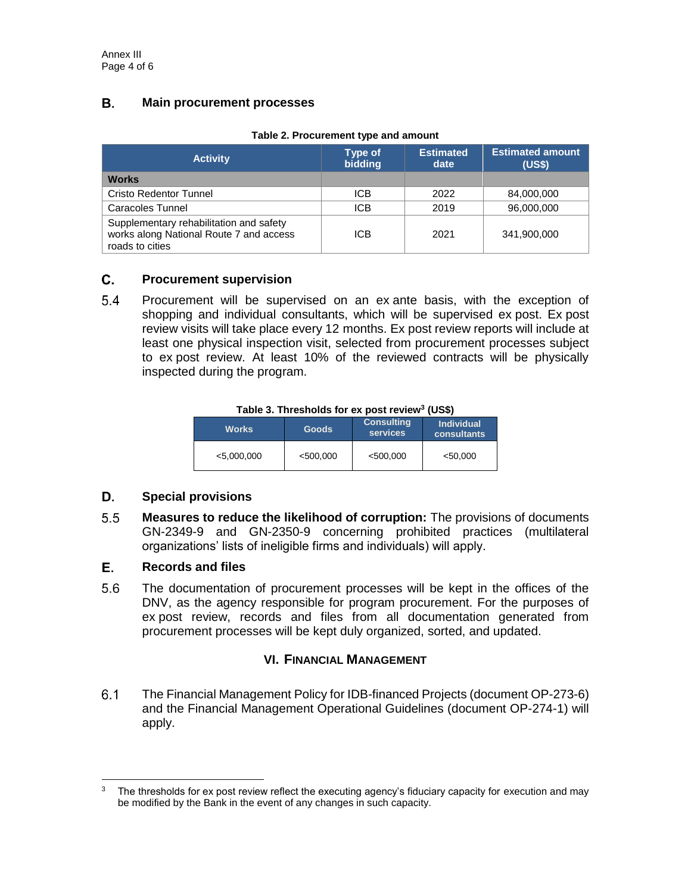## B. Main procurement processes

**Table 2. Procurement type and amount**

| Activity | Type of bidding | Estimated date | Estimated amount (US$) |
|---|---|---|---|
| **Works** | | | |
| Cristo Redentor Tunnel | ICB | 2022 | 84,000,000 |
| Caracoles Tunnel | ICB | 2019 | 96,000,000 |
| Supplementary rehabilitation and safety works along National Route 7 and access roads to cities | ICB | 2021 | 341,900,000 |

## C. Procurement supervision

5.4 Procurement will be supervised on an ex ante basis, with the exception of shopping and individual consultants, which will be supervised ex post. Ex post review visits will take place every 12 months. Ex post review reports will include at least one physical inspection visit, selected from procurement processes subject to ex post review. At least 10% of the reviewed contracts will be physically inspected during the program.

**Table 3. Thresholds for ex post review[3] (US$)**

| Works | Goods | Consulting services | Individual consultants |
|---|---|---|---|
| <5,000,000 | <500,000 | <500,000 | <50,000 |

## D. Special provisions

5.5 **Measures to reduce the likelihood of corruption:** The provisions of documents GN-2349-9 and GN-2350-9 concerning prohibited practices (multilateral organizations' lists of ineligible firms and individuals) will apply.

## E. Records and files

5.6 The documentation of procurement processes will be kept in the offices of the DNV, as the agency responsible for program procurement. For the purposes of ex post review, records and files from all documentation generated from procurement processes will be kept duly organized, sorted, and updated.

# VI. Financial Management

6.1 The Financial Management Policy for IDB-financed Projects (document OP-273-6) and the Financial Management Operational Guidelines (document OP-274-1) will apply.

[3] The thresholds for ex post review reflect the executing agency's fiduciary capacity for execution and may be modified by the Bank in the event of any changes in such capacity.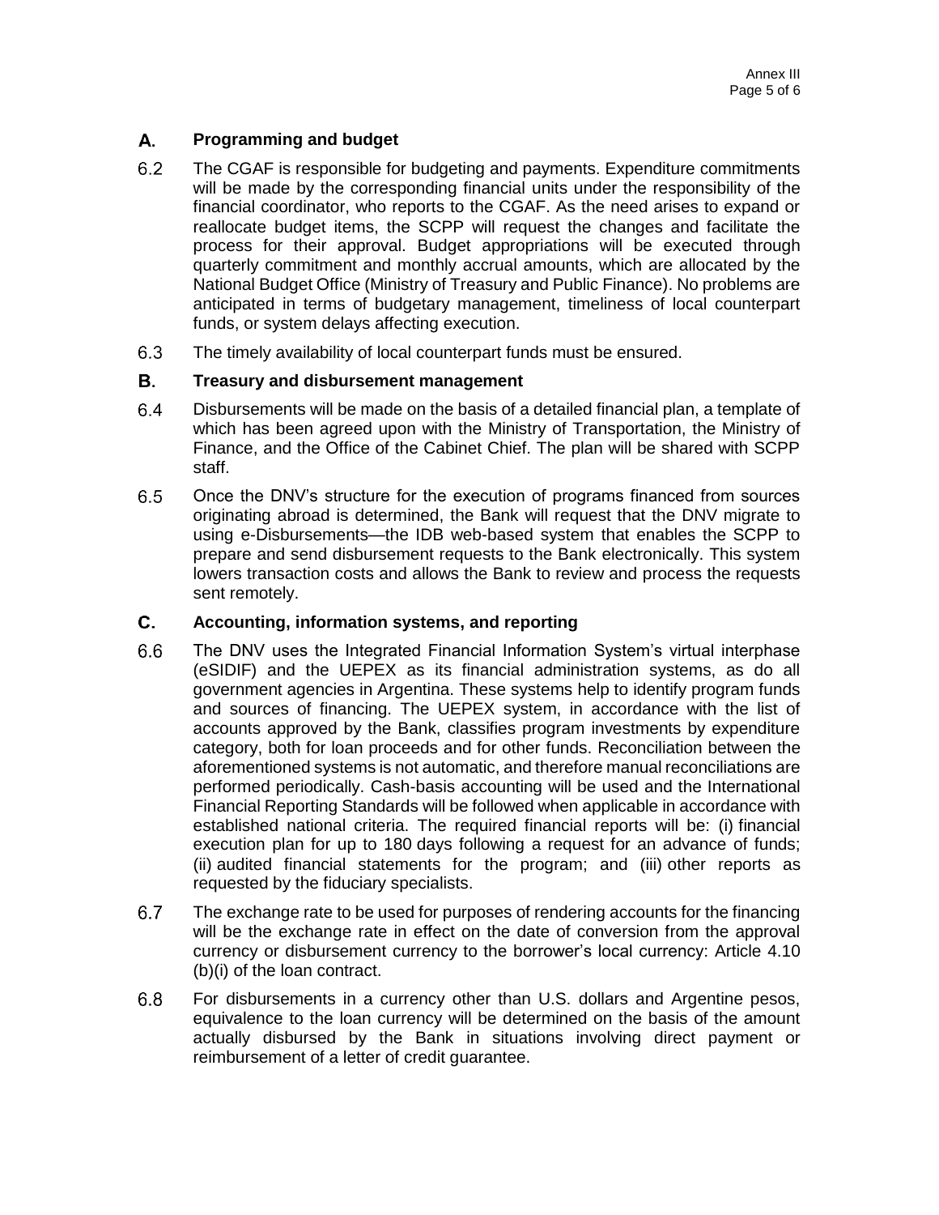## A. Programming and budget

6.2 The CGAF is responsible for budgeting and payments. Expenditure commitments will be made by the corresponding financial units under the responsibility of the financial coordinator, who reports to the CGAF. As the need arises to expand or reallocate budget items, the SCPP will request the changes and facilitate the process for their approval. Budget appropriations will be executed through quarterly commitment and monthly accrual amounts, which are allocated by the National Budget Office (Ministry of Treasury and Public Finance). No problems are anticipated in terms of budgetary management, timeliness of local counterpart funds, or system delays affecting execution.

6.3 The timely availability of local counterpart funds must be ensured.

## B. Treasury and disbursement management

6.4 Disbursements will be made on the basis of a detailed financial plan, a template of which has been agreed upon with the Ministry of Transportation, the Ministry of Finance, and the Office of the Cabinet Chief. The plan will be shared with SCPP staff.

6.5 Once the DNV's structure for the execution of programs financed from sources originating abroad is determined, the Bank will request that the DNV migrate to using e-Disbursements—the IDB web-based system that enables the SCPP to prepare and send disbursement requests to the Bank electronically. This system lowers transaction costs and allows the Bank to review and process the requests sent remotely.

## C. Accounting, information systems, and reporting

6.6 The DNV uses the Integrated Financial Information System's virtual interphase (eSIDIF) and the UEPEX as its financial administration systems, as do all government agencies in Argentina. These systems help to identify program funds and sources of financing. The UEPEX system, in accordance with the list of accounts approved by the Bank, classifies program investments by expenditure category, both for loan proceeds and for other funds. Reconciliation between the aforementioned systems is not automatic, and therefore manual reconciliations are performed periodically. Cash-basis accounting will be used and the International Financial Reporting Standards will be followed when applicable in accordance with established national criteria. The required financial reports will be: (i) financial execution plan for up to 180 days following a request for an advance of funds; (ii) audited financial statements for the program; and (iii) other reports as requested by the fiduciary specialists.

6.7 The exchange rate to be used for purposes of rendering accounts for the financing will be the exchange rate in effect on the date of conversion from the approval currency or disbursement currency to the borrower's local currency: Article 4.10 (b)(i) of the loan contract.

6.8 For disbursements in a currency other than U.S. dollars and Argentine pesos, equivalence to the loan currency will be determined on the basis of the amount actually disbursed by the Bank in situations involving direct payment or reimbursement of a letter of credit guarantee.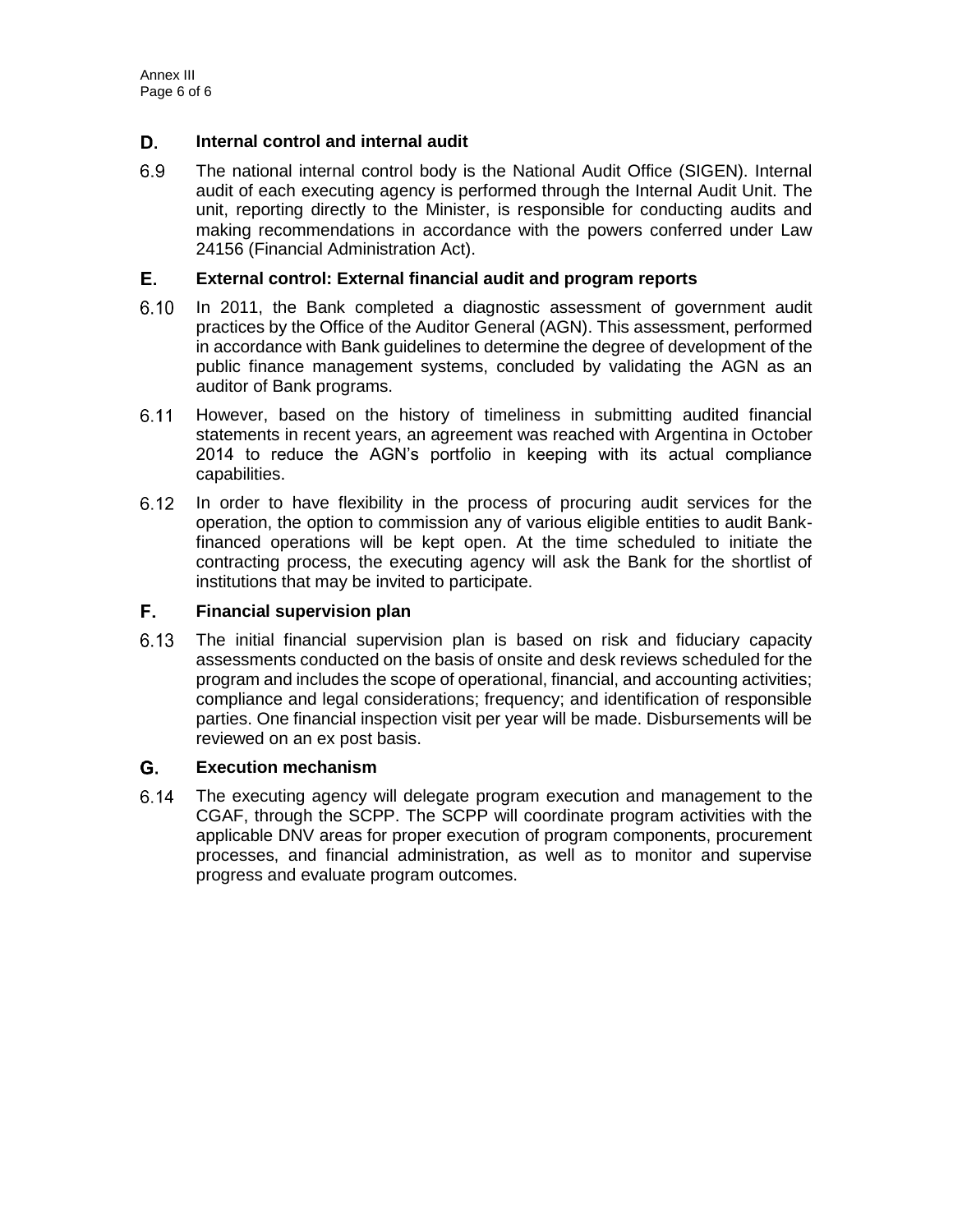## D. Internal control and internal audit

6.9 The national internal control body is the National Audit Office (SIGEN). Internal audit of each executing agency is performed through the Internal Audit Unit. The unit, reporting directly to the Minister, is responsible for conducting audits and making recommendations in accordance with the powers conferred under Law 24156 (Financial Administration Act).

## E. External control: External financial audit and program reports

6.10 In 2011, the Bank completed a diagnostic assessment of government audit practices by the Office of the Auditor General (AGN). This assessment, performed in accordance with Bank guidelines to determine the degree of development of the public finance management systems, concluded by validating the AGN as an auditor of Bank programs.

6.11 However, based on the history of timeliness in submitting audited financial statements in recent years, an agreement was reached with Argentina in October 2014 to reduce the AGN's portfolio in keeping with its actual compliance capabilities.

6.12 In order to have flexibility in the process of procuring audit services for the operation, the option to commission any of various eligible entities to audit Bank-financed operations will be kept open. At the time scheduled to initiate the contracting process, the executing agency will ask the Bank for the shortlist of institutions that may be invited to participate.

## F. Financial supervision plan

6.13 The initial financial supervision plan is based on risk and fiduciary capacity assessments conducted on the basis of onsite and desk reviews scheduled for the program and includes the scope of operational, financial, and accounting activities; compliance and legal considerations; frequency; and identification of responsible parties. One financial inspection visit per year will be made. Disbursements will be reviewed on an ex post basis.

## G. Execution mechanism

6.14 The executing agency will delegate program execution and management to the CGAF, through the SCPP. The SCPP will coordinate program activities with the applicable DNV areas for proper execution of program components, procurement processes, and financial administration, as well as to monitor and supervise progress and evaluate program outcomes.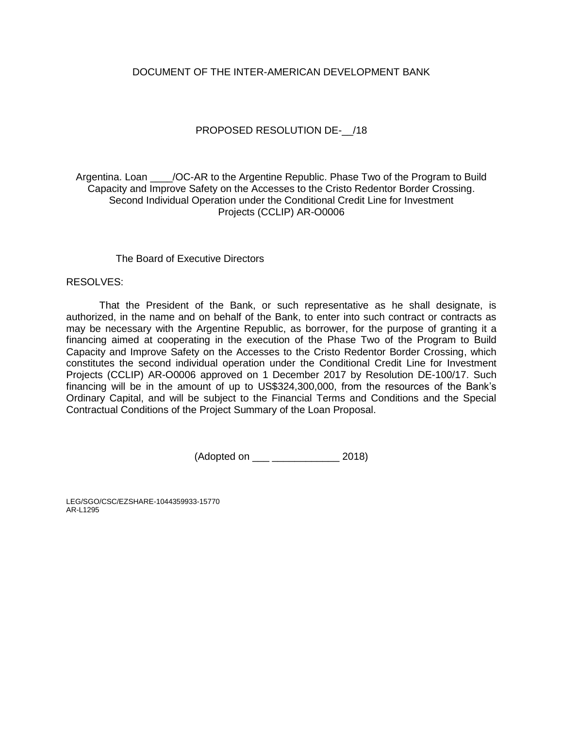DOCUMENT OF THE INTER-AMERICAN DEVELOPMENT BANK

PROPOSED RESOLUTION DE-__/18

Argentina. Loan ____/OC-AR to the Argentine Republic. Phase Two of the Program to Build Capacity and Improve Safety on the Accesses to the Cristo Redentor Border Crossing. Second Individual Operation under the Conditional Credit Line for Investment Projects (CCLIP) AR-O0006

The Board of Executive Directors

RESOLVES:

That the President of the Bank, or such representative as he shall designate, is authorized, in the name and on behalf of the Bank, to enter into such contract or contracts as may be necessary with the Argentine Republic, as borrower, for the purpose of granting it a financing aimed at cooperating in the execution of the Phase Two of the Program to Build Capacity and Improve Safety on the Accesses to the Cristo Redentor Border Crossing, which constitutes the second individual operation under the Conditional Credit Line for Investment Projects (CCLIP) AR-O0006 approved on 1 December 2017 by Resolution DE-100/17. Such financing will be in the amount of up to US$324,300,000, from the resources of the Bank's Ordinary Capital, and will be subject to the Financial Terms and Conditions and the Special Contractual Conditions of the Project Summary of the Loan Proposal.

(Adopted on ___ ____________ 2018)

LEG/SGO/CSC/EZSHARE-1044359933-15770
AR-L1295